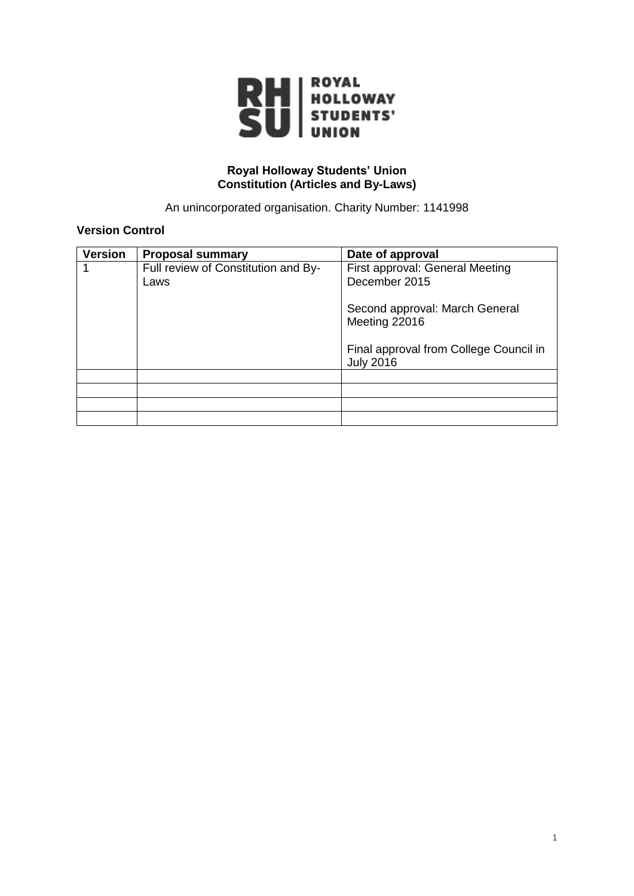ROYAL HOLLOWAY STUDENTS' UNION

**Royal Holloway Students' Union**
**Constitution (Articles and By-Laws)**

An unincorporated organisation. Charity Number: 1141998

**Version Control**

| Version | Proposal summary | Date of approval |
|---|---|---|
| 1 | Full review of Constitution and By-Laws | First approval: General Meeting December 2015<br><br>Second approval: March General Meeting 22016<br><br>Final approval from College Council in July 2016 |
| | | |
| | | |
| | | |
| | | |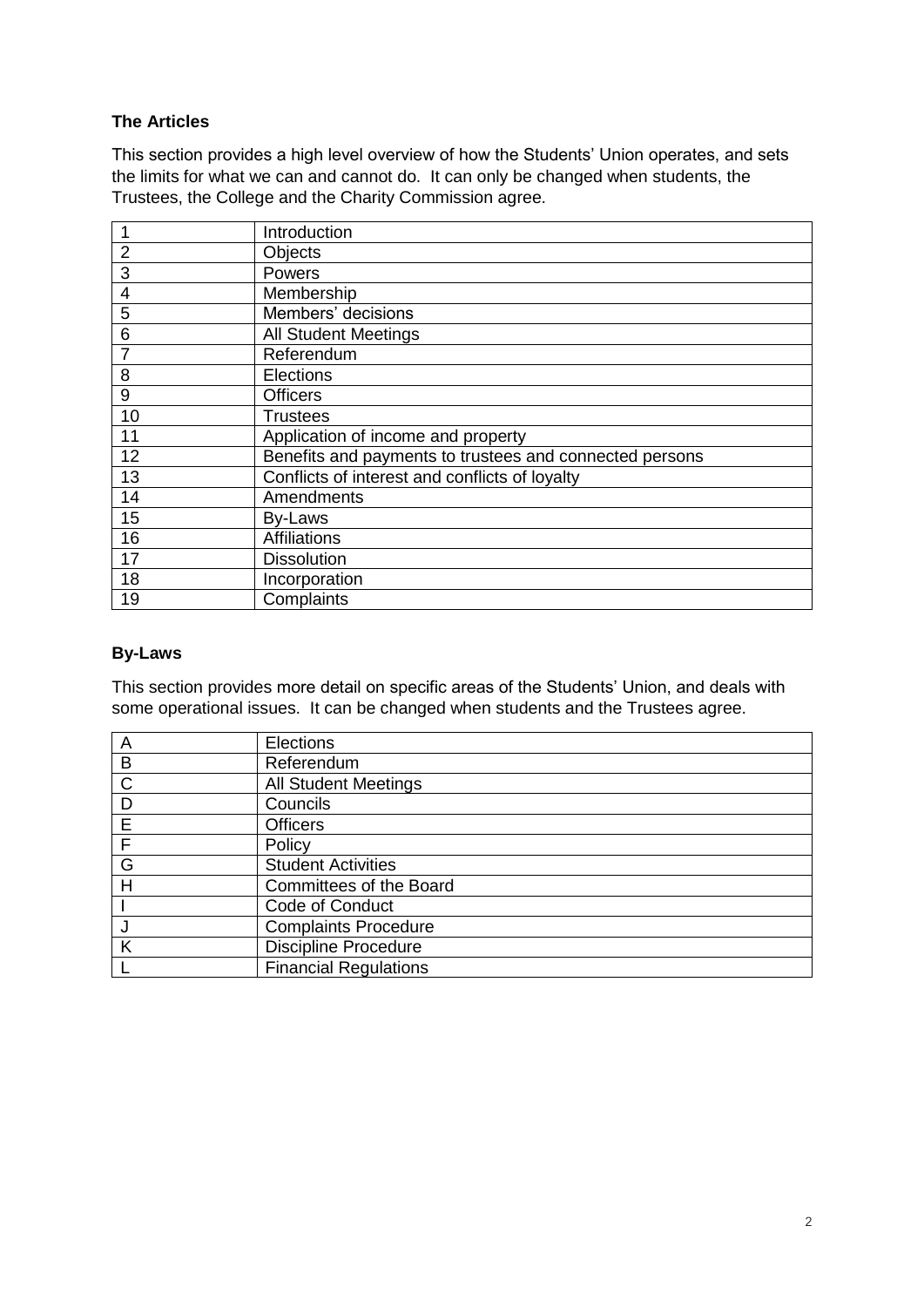### The Articles

This section provides a high level overview of how the Students' Union operates, and sets the limits for what we can and cannot do. It can only be changed when students, the Trustees, the College and the Charity Commission agree.

| | |
|---|---|
| 1 | Introduction |
| 2 | Objects |
| 3 | Powers |
| 4 | Membership |
| 5 | Members' decisions |
| 6 | All Student Meetings |
| 7 | Referendum |
| 8 | Elections |
| 9 | Officers |
| 10 | Trustees |
| 11 | Application of income and property |
| 12 | Benefits and payments to trustees and connected persons |
| 13 | Conflicts of interest and conflicts of loyalty |
| 14 | Amendments |
| 15 | By-Laws |
| 16 | Affiliations |
| 17 | Dissolution |
| 18 | Incorporation |
| 19 | Complaints |

### By-Laws

This section provides more detail on specific areas of the Students' Union, and deals with some operational issues. It can be changed when students and the Trustees agree.

| | |
|---|---|
| A | Elections |
| B | Referendum |
| C | All Student Meetings |
| D | Councils |
| E | Officers |
| F | Policy |
| G | Student Activities |
| H | Committees of the Board |
| I | Code of Conduct |
| J | Complaints Procedure |
| K | Discipline Procedure |
| L | Financial Regulations |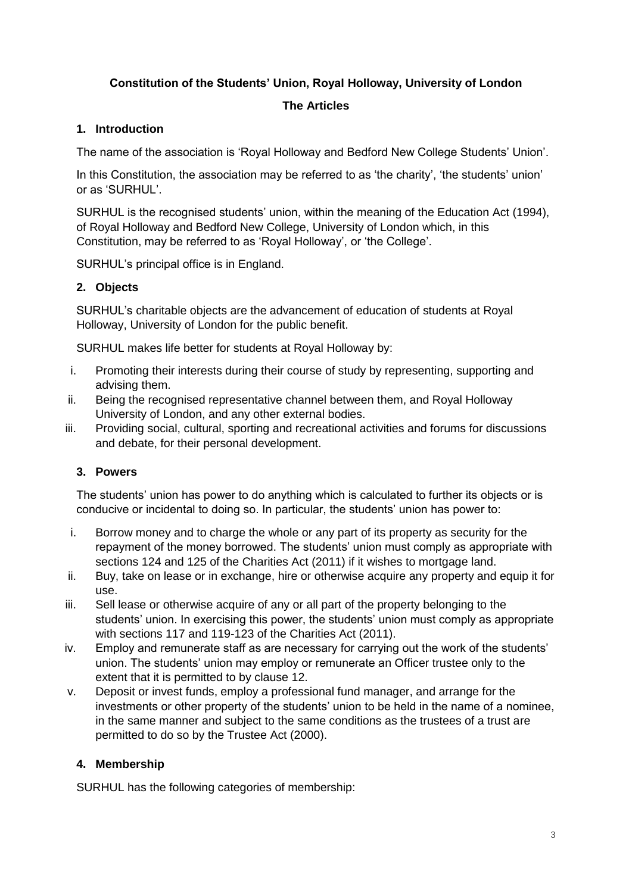**Constitution of the Students' Union, Royal Holloway, University of London**

**The Articles**

## 1. Introduction

The name of the association is 'Royal Holloway and Bedford New College Students' Union'.

In this Constitution, the association may be referred to as 'the charity', 'the students' union' or as 'SURHUL'.

SURHUL is the recognised students' union, within the meaning of the Education Act (1994), of Royal Holloway and Bedford New College, University of London which, in this Constitution, may be referred to as 'Royal Holloway', or 'the College'.

SURHUL's principal office is in England.

## 2. Objects

SURHUL's charitable objects are the advancement of education of students at Royal Holloway, University of London for the public benefit.

SURHUL makes life better for students at Royal Holloway by:

i. Promoting their interests during their course of study by representing, supporting and advising them.
ii. Being the recognised representative channel between them, and Royal Holloway University of London, and any other external bodies.
iii. Providing social, cultural, sporting and recreational activities and forums for discussions and debate, for their personal development.

## 3. Powers

The students' union has power to do anything which is calculated to further its objects or is conducive or incidental to doing so. In particular, the students' union has power to:

i. Borrow money and to charge the whole or any part of its property as security for the repayment of the money borrowed. The students' union must comply as appropriate with sections 124 and 125 of the Charities Act (2011) if it wishes to mortgage land.
ii. Buy, take on lease or in exchange, hire or otherwise acquire any property and equip it for use.
iii. Sell lease or otherwise acquire of any or all part of the property belonging to the students' union. In exercising this power, the students' union must comply as appropriate with sections 117 and 119-123 of the Charities Act (2011).
iv. Employ and remunerate staff as are necessary for carrying out the work of the students' union. The students' union may employ or remunerate an Officer trustee only to the extent that it is permitted to by clause 12.
v. Deposit or invest funds, employ a professional fund manager, and arrange for the investments or other property of the students' union to be held in the name of a nominee, in the same manner and subject to the same conditions as the trustees of a trust are permitted to do so by the Trustee Act (2000).

## 4. Membership

SURHUL has the following categories of membership: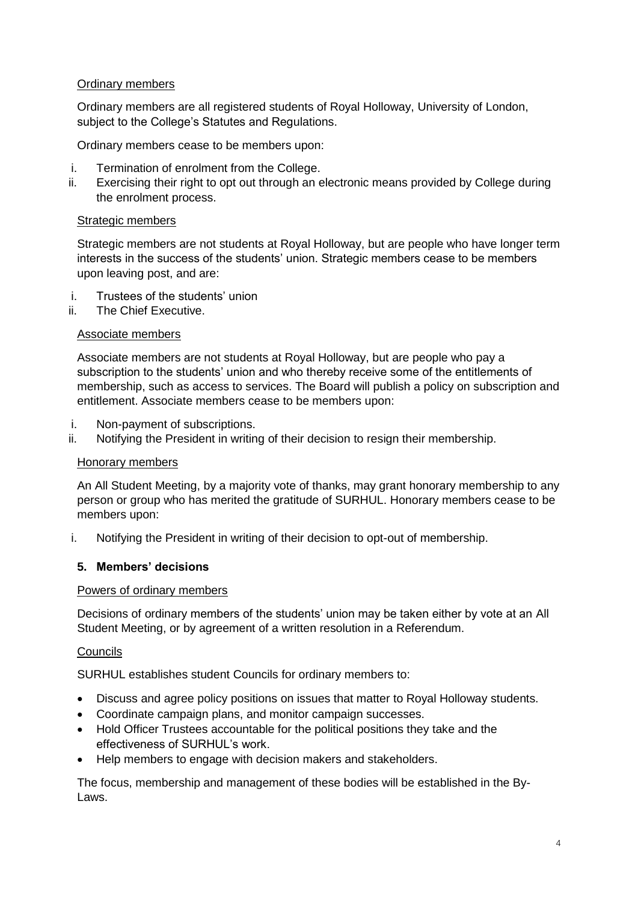Ordinary members

Ordinary members are all registered students of Royal Holloway, University of London, subject to the College's Statutes and Regulations.

Ordinary members cease to be members upon:

i. Termination of enrolment from the College.
ii. Exercising their right to opt out through an electronic means provided by College during the enrolment process.

Strategic members

Strategic members are not students at Royal Holloway, but are people who have longer term interests in the success of the students' union. Strategic members cease to be members upon leaving post, and are:

i. Trustees of the students' union
ii. The Chief Executive.

Associate members

Associate members are not students at Royal Holloway, but are people who pay a subscription to the students' union and who thereby receive some of the entitlements of membership, such as access to services. The Board will publish a policy on subscription and entitlement. Associate members cease to be members upon:

i. Non-payment of subscriptions.
ii. Notifying the President in writing of their decision to resign their membership.

Honorary members

An All Student Meeting, by a majority vote of thanks, may grant honorary membership to any person or group who has merited the gratitude of SURHUL. Honorary members cease to be members upon:

i. Notifying the President in writing of their decision to opt-out of membership.

## 5. Members' decisions

Powers of ordinary members

Decisions of ordinary members of the students' union may be taken either by vote at an All Student Meeting, or by agreement of a written resolution in a Referendum.

Councils

SURHUL establishes student Councils for ordinary members to:

- Discuss and agree policy positions on issues that matter to Royal Holloway students.
- Coordinate campaign plans, and monitor campaign successes.
- Hold Officer Trustees accountable for the political positions they take and the effectiveness of SURHUL's work.
- Help members to engage with decision makers and stakeholders.

The focus, membership and management of these bodies will be established in the By-Laws.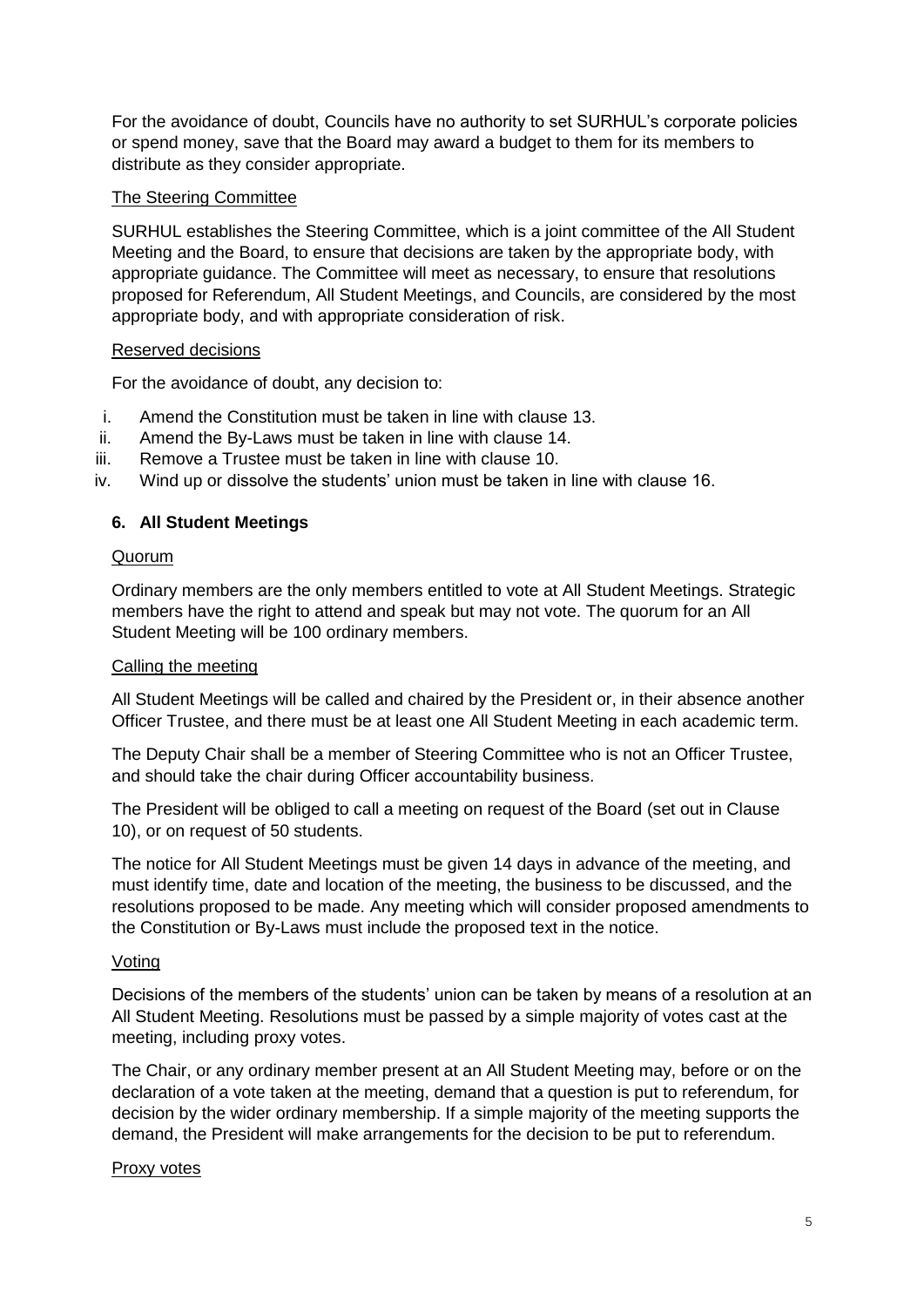For the avoidance of doubt, Councils have no authority to set SURHUL's corporate policies or spend money, save that the Board may award a budget to them for its members to distribute as they consider appropriate.

<u>The Steering Committee</u>

SURHUL establishes the Steering Committee, which is a joint committee of the All Student Meeting and the Board, to ensure that decisions are taken by the appropriate body, with appropriate guidance. The Committee will meet as necessary, to ensure that resolutions proposed for Referendum, All Student Meetings, and Councils, are considered by the most appropriate body, and with appropriate consideration of risk.

<u>Reserved decisions</u>

For the avoidance of doubt, any decision to:

i. Amend the Constitution must be taken in line with clause 13.
ii. Amend the By-Laws must be taken in line with clause 14.
iii. Remove a Trustee must be taken in line with clause 10.
iv. Wind up or dissolve the students' union must be taken in line with clause 16.

### 6. All Student Meetings

<u>Quorum</u>

Ordinary members are the only members entitled to vote at All Student Meetings. Strategic members have the right to attend and speak but may not vote. The quorum for an All Student Meeting will be 100 ordinary members.

<u>Calling the meeting</u>

All Student Meetings will be called and chaired by the President or, in their absence another Officer Trustee, and there must be at least one All Student Meeting in each academic term.

The Deputy Chair shall be a member of Steering Committee who is not an Officer Trustee, and should take the chair during Officer accountability business.

The President will be obliged to call a meeting on request of the Board (set out in Clause 10), or on request of 50 students.

The notice for All Student Meetings must be given 14 days in advance of the meeting, and must identify time, date and location of the meeting, the business to be discussed, and the resolutions proposed to be made. Any meeting which will consider proposed amendments to the Constitution or By-Laws must include the proposed text in the notice.

<u>Voting</u>

Decisions of the members of the students' union can be taken by means of a resolution at an All Student Meeting. Resolutions must be passed by a simple majority of votes cast at the meeting, including proxy votes.

The Chair, or any ordinary member present at an All Student Meeting may, before or on the declaration of a vote taken at the meeting, demand that a question is put to referendum, for decision by the wider ordinary membership. If a simple majority of the meeting supports the demand, the President will make arrangements for the decision to be put to referendum.

<u>Proxy votes</u>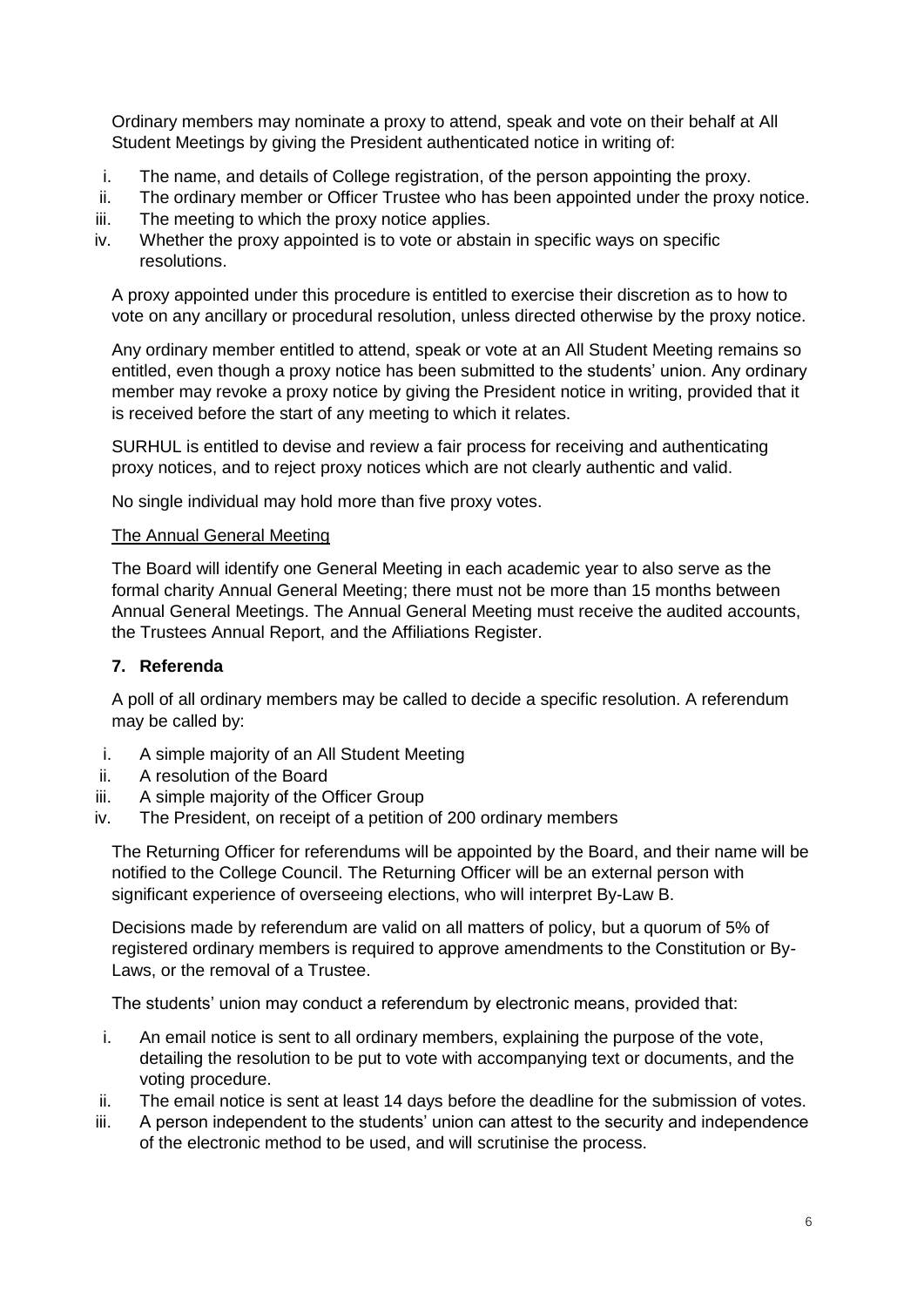Ordinary members may nominate a proxy to attend, speak and vote on their behalf at All Student Meetings by giving the President authenticated notice in writing of:

i. The name, and details of College registration, of the person appointing the proxy.
ii. The ordinary member or Officer Trustee who has been appointed under the proxy notice.
iii. The meeting to which the proxy notice applies.
iv. Whether the proxy appointed is to vote or abstain in specific ways on specific resolutions.

A proxy appointed under this procedure is entitled to exercise their discretion as to how to vote on any ancillary or procedural resolution, unless directed otherwise by the proxy notice.

Any ordinary member entitled to attend, speak or vote at an All Student Meeting remains so entitled, even though a proxy notice has been submitted to the students' union. Any ordinary member may revoke a proxy notice by giving the President notice in writing, provided that it is received before the start of any meeting to which it relates.

SURHUL is entitled to devise and review a fair process for receiving and authenticating proxy notices, and to reject proxy notices which are not clearly authentic and valid.

No single individual may hold more than five proxy votes.

<u>The Annual General Meeting</u>

The Board will identify one General Meeting in each academic year to also serve as the formal charity Annual General Meeting; there must not be more than 15 months between Annual General Meetings. The Annual General Meeting must receive the audited accounts, the Trustees Annual Report, and the Affiliations Register.

### 7. Referenda

A poll of all ordinary members may be called to decide a specific resolution. A referendum may be called by:

i. A simple majority of an All Student Meeting
ii. A resolution of the Board
iii. A simple majority of the Officer Group
iv. The President, on receipt of a petition of 200 ordinary members

The Returning Officer for referendums will be appointed by the Board, and their name will be notified to the College Council. The Returning Officer will be an external person with significant experience of overseeing elections, who will interpret By-Law B.

Decisions made by referendum are valid on all matters of policy, but a quorum of 5% of registered ordinary members is required to approve amendments to the Constitution or By-Laws, or the removal of a Trustee.

The students' union may conduct a referendum by electronic means, provided that:

i. An email notice is sent to all ordinary members, explaining the purpose of the vote, detailing the resolution to be put to vote with accompanying text or documents, and the voting procedure.
ii. The email notice is sent at least 14 days before the deadline for the submission of votes.
iii. A person independent to the students' union can attest to the security and independence of the electronic method to be used, and will scrutinise the process.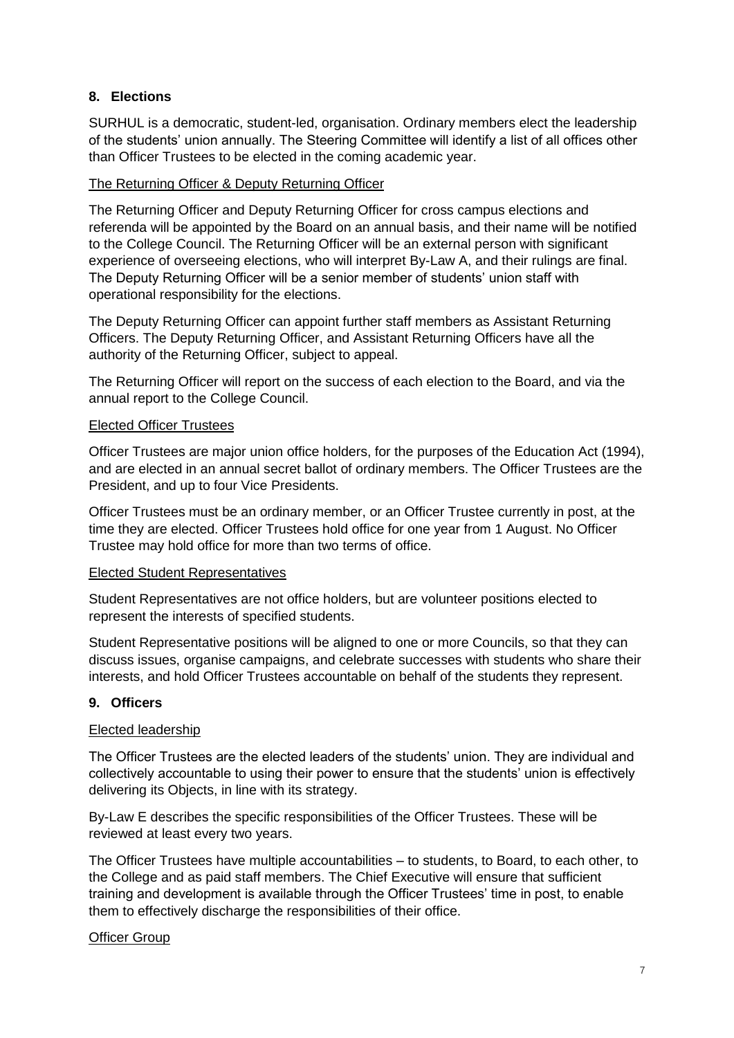## 8. Elections

SURHUL is a democratic, student-led, organisation. Ordinary members elect the leadership of the students' union annually. The Steering Committee will identify a list of all offices other than Officer Trustees to be elected in the coming academic year.

### The Returning Officer & Deputy Returning Officer

The Returning Officer and Deputy Returning Officer for cross campus elections and referenda will be appointed by the Board on an annual basis, and their name will be notified to the College Council. The Returning Officer will be an external person with significant experience of overseeing elections, who will interpret By-Law A, and their rulings are final. The Deputy Returning Officer will be a senior member of students' union staff with operational responsibility for the elections.

The Deputy Returning Officer can appoint further staff members as Assistant Returning Officers. The Deputy Returning Officer, and Assistant Returning Officers have all the authority of the Returning Officer, subject to appeal.

The Returning Officer will report on the success of each election to the Board, and via the annual report to the College Council.

### Elected Officer Trustees

Officer Trustees are major union office holders, for the purposes of the Education Act (1994), and are elected in an annual secret ballot of ordinary members. The Officer Trustees are the President, and up to four Vice Presidents.

Officer Trustees must be an ordinary member, or an Officer Trustee currently in post, at the time they are elected. Officer Trustees hold office for one year from 1 August. No Officer Trustee may hold office for more than two terms of office.

### Elected Student Representatives

Student Representatives are not office holders, but are volunteer positions elected to represent the interests of specified students.

Student Representative positions will be aligned to one or more Councils, so that they can discuss issues, organise campaigns, and celebrate successes with students who share their interests, and hold Officer Trustees accountable on behalf of the students they represent.

## 9. Officers

### Elected leadership

The Officer Trustees are the elected leaders of the students' union. They are individual and collectively accountable to using their power to ensure that the students' union is effectively delivering its Objects, in line with its strategy.

By-Law E describes the specific responsibilities of the Officer Trustees. These will be reviewed at least every two years.

The Officer Trustees have multiple accountabilities – to students, to Board, to each other, to the College and as paid staff members. The Chief Executive will ensure that sufficient training and development is available through the Officer Trustees' time in post, to enable them to effectively discharge the responsibilities of their office.

### Officer Group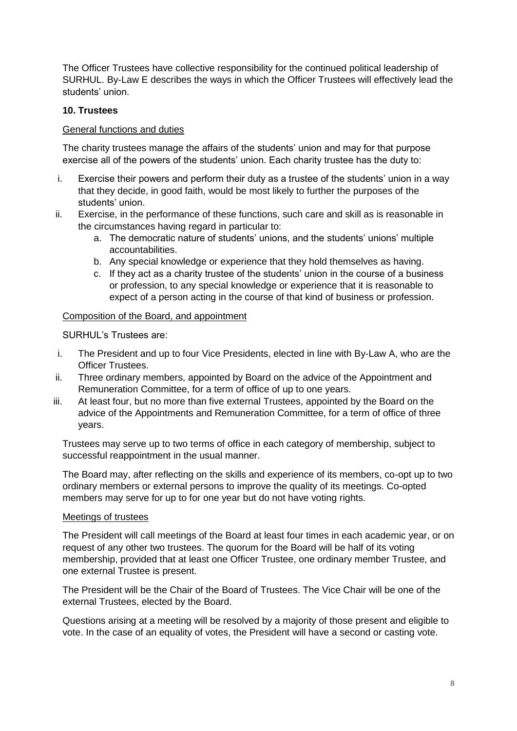The Officer Trustees have collective responsibility for the continued political leadership of SURHUL. By-Law E describes the ways in which the Officer Trustees will effectively lead the students' union.

## 10. Trustees

General functions and duties

The charity trustees manage the affairs of the students' union and may for that purpose exercise all of the powers of the students' union. Each charity trustee has the duty to:

i. Exercise their powers and perform their duty as a trustee of the students' union in a way that they decide, in good faith, would be most likely to further the purposes of the students' union.
ii. Exercise, in the performance of these functions, such care and skill as is reasonable in the circumstances having regard in particular to:
    a. The democratic nature of students' unions, and the students' unions' multiple accountabilities.
    b. Any special knowledge or experience that they hold themselves as having.
    c. If they act as a charity trustee of the students' union in the course of a business or profession, to any special knowledge or experience that it is reasonable to expect of a person acting in the course of that kind of business or profession.

Composition of the Board, and appointment

SURHUL's Trustees are:

i. The President and up to four Vice Presidents, elected in line with By-Law A, who are the Officer Trustees.
ii. Three ordinary members, appointed by Board on the advice of the Appointment and Remuneration Committee, for a term of office of up to one years.
iii. At least four, but no more than five external Trustees, appointed by the Board on the advice of the Appointments and Remuneration Committee, for a term of office of three years.

Trustees may serve up to two terms of office in each category of membership, subject to successful reappointment in the usual manner.

The Board may, after reflecting on the skills and experience of its members, co-opt up to two ordinary members or external persons to improve the quality of its meetings. Co-opted members may serve for up to for one year but do not have voting rights.

Meetings of trustees

The President will call meetings of the Board at least four times in each academic year, or on request of any other two trustees. The quorum for the Board will be half of its voting membership, provided that at least one Officer Trustee, one ordinary member Trustee, and one external Trustee is present.

The President will be the Chair of the Board of Trustees. The Vice Chair will be one of the external Trustees, elected by the Board.

Questions arising at a meeting will be resolved by a majority of those present and eligible to vote. In the case of an equality of votes, the President will have a second or casting vote.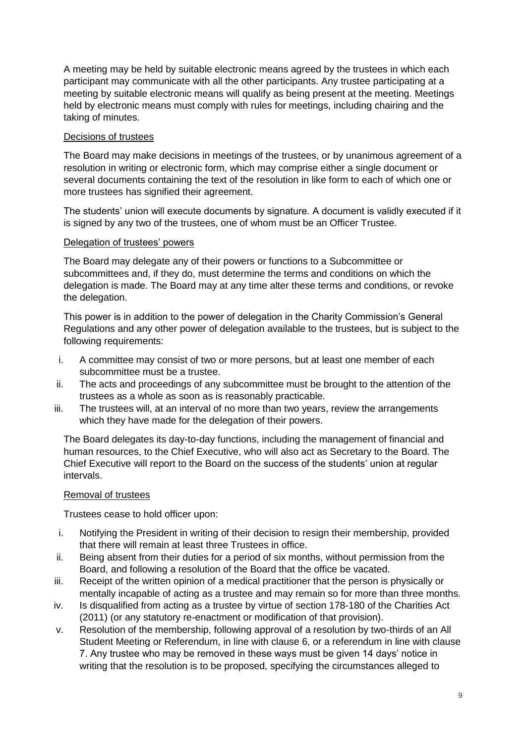A meeting may be held by suitable electronic means agreed by the trustees in which each participant may communicate with all the other participants. Any trustee participating at a meeting by suitable electronic means will qualify as being present at the meeting. Meetings held by electronic means must comply with rules for meetings, including chairing and the taking of minutes.

<u>Decisions of trustees</u>

The Board may make decisions in meetings of the trustees, or by unanimous agreement of a resolution in writing or electronic form, which may comprise either a single document or several documents containing the text of the resolution in like form to each of which one or more trustees has signified their agreement.

The students' union will execute documents by signature. A document is validly executed if it is signed by any two of the trustees, one of whom must be an Officer Trustee.

<u>Delegation of trustees' powers</u>

The Board may delegate any of their powers or functions to a Subcommittee or subcommittees and, if they do, must determine the terms and conditions on which the delegation is made. The Board may at any time alter these terms and conditions, or revoke the delegation.

This power is in addition to the power of delegation in the Charity Commission's General Regulations and any other power of delegation available to the trustees, but is subject to the following requirements:

i. A committee may consist of two or more persons, but at least one member of each subcommittee must be a trustee.
ii. The acts and proceedings of any subcommittee must be brought to the attention of the trustees as a whole as soon as is reasonably practicable.
iii. The trustees will, at an interval of no more than two years, review the arrangements which they have made for the delegation of their powers.

The Board delegates its day-to-day functions, including the management of financial and human resources, to the Chief Executive, who will also act as Secretary to the Board. The Chief Executive will report to the Board on the success of the students' union at regular intervals.

<u>Removal of trustees</u>

Trustees cease to hold officer upon:

i. Notifying the President in writing of their decision to resign their membership, provided that there will remain at least three Trustees in office.
ii. Being absent from their duties for a period of six months, without permission from the Board, and following a resolution of the Board that the office be vacated.
iii. Receipt of the written opinion of a medical practitioner that the person is physically or mentally incapable of acting as a trustee and may remain so for more than three months.
iv. Is disqualified from acting as a trustee by virtue of section 178-180 of the Charities Act (2011) (or any statutory re-enactment or modification of that provision).
v. Resolution of the membership, following approval of a resolution by two-thirds of an All Student Meeting or Referendum, in line with clause 6, or a referendum in line with clause 7. Any trustee who may be removed in these ways must be given 14 days' notice in writing that the resolution is to be proposed, specifying the circumstances alleged to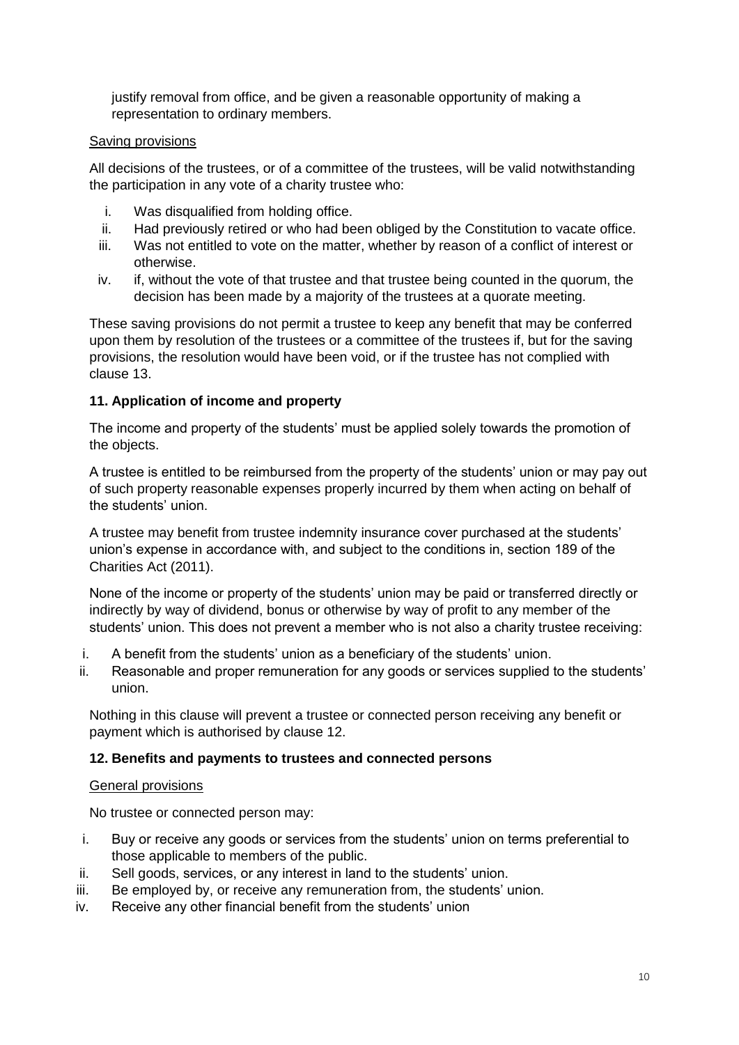justify removal from office, and be given a reasonable opportunity of making a representation to ordinary members.

Saving provisions

All decisions of the trustees, or of a committee of the trustees, will be valid notwithstanding the participation in any vote of a charity trustee who:

i. Was disqualified from holding office.
ii. Had previously retired or who had been obliged by the Constitution to vacate office.
iii. Was not entitled to vote on the matter, whether by reason of a conflict of interest or otherwise.
iv. if, without the vote of that trustee and that trustee being counted in the quorum, the decision has been made by a majority of the trustees at a quorate meeting.

These saving provisions do not permit a trustee to keep any benefit that may be conferred upon them by resolution of the trustees or a committee of the trustees if, but for the saving provisions, the resolution would have been void, or if the trustee has not complied with clause 13.

**11. Application of income and property**

The income and property of the students' must be applied solely towards the promotion of the objects.

A trustee is entitled to be reimbursed from the property of the students' union or may pay out of such property reasonable expenses properly incurred by them when acting on behalf of the students' union.

A trustee may benefit from trustee indemnity insurance cover purchased at the students' union's expense in accordance with, and subject to the conditions in, section 189 of the Charities Act (2011).

None of the income or property of the students' union may be paid or transferred directly or indirectly by way of dividend, bonus or otherwise by way of profit to any member of the students' union. This does not prevent a member who is not also a charity trustee receiving:

i. A benefit from the students' union as a beneficiary of the students' union.
ii. Reasonable and proper remuneration for any goods or services supplied to the students' union.

Nothing in this clause will prevent a trustee or connected person receiving any benefit or payment which is authorised by clause 12.

**12. Benefits and payments to trustees and connected persons**

General provisions

No trustee or connected person may:

i. Buy or receive any goods or services from the students' union on terms preferential to those applicable to members of the public.
ii. Sell goods, services, or any interest in land to the students' union.
iii. Be employed by, or receive any remuneration from, the students' union.
iv. Receive any other financial benefit from the students' union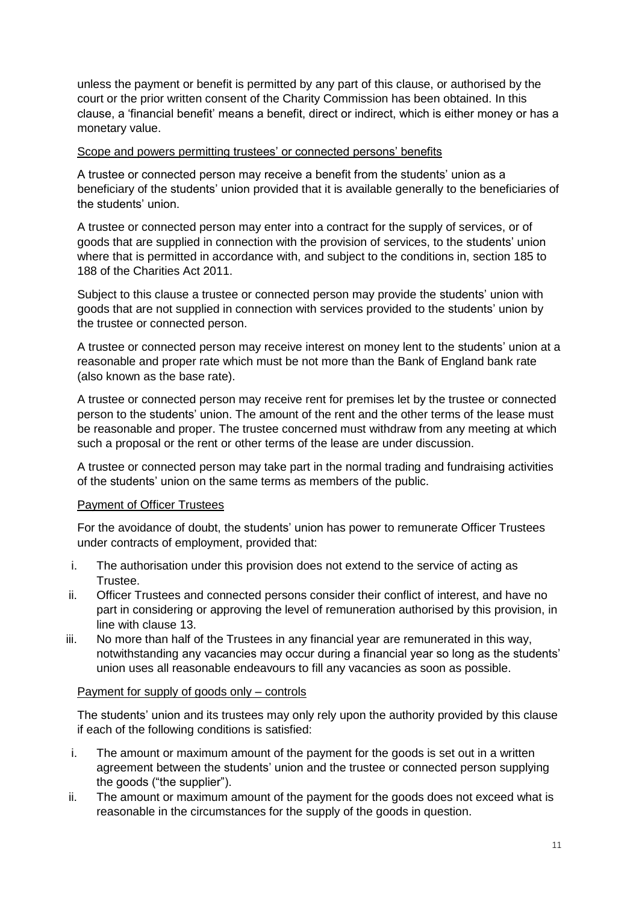unless the payment or benefit is permitted by any part of this clause, or authorised by the court or the prior written consent of the Charity Commission has been obtained. In this clause, a 'financial benefit' means a benefit, direct or indirect, which is either money or has a monetary value.

<u>Scope and powers permitting trustees' or connected persons' benefits</u>

A trustee or connected person may receive a benefit from the students' union as a beneficiary of the students' union provided that it is available generally to the beneficiaries of the students' union.

A trustee or connected person may enter into a contract for the supply of services, or of goods that are supplied in connection with the provision of services, to the students' union where that is permitted in accordance with, and subject to the conditions in, section 185 to 188 of the Charities Act 2011.

Subject to this clause a trustee or connected person may provide the students' union with goods that are not supplied in connection with services provided to the students' union by the trustee or connected person.

A trustee or connected person may receive interest on money lent to the students' union at a reasonable and proper rate which must be not more than the Bank of England bank rate (also known as the base rate).

A trustee or connected person may receive rent for premises let by the trustee or connected person to the students' union. The amount of the rent and the other terms of the lease must be reasonable and proper. The trustee concerned must withdraw from any meeting at which such a proposal or the rent or other terms of the lease are under discussion.

A trustee or connected person may take part in the normal trading and fundraising activities of the students' union on the same terms as members of the public.

<u>Payment of Officer Trustees</u>

For the avoidance of doubt, the students' union has power to remunerate Officer Trustees under contracts of employment, provided that:

i. The authorisation under this provision does not extend to the service of acting as Trustee.
ii. Officer Trustees and connected persons consider their conflict of interest, and have no part in considering or approving the level of remuneration authorised by this provision, in line with clause 13.
iii. No more than half of the Trustees in any financial year are remunerated in this way, notwithstanding any vacancies may occur during a financial year so long as the students' union uses all reasonable endeavours to fill any vacancies as soon as possible.

<u>Payment for supply of goods only – controls</u>

The students' union and its trustees may only rely upon the authority provided by this clause if each of the following conditions is satisfied:

i. The amount or maximum amount of the payment for the goods is set out in a written agreement between the students' union and the trustee or connected person supplying the goods ("the supplier").
ii. The amount or maximum amount of the payment for the goods does not exceed what is reasonable in the circumstances for the supply of the goods in question.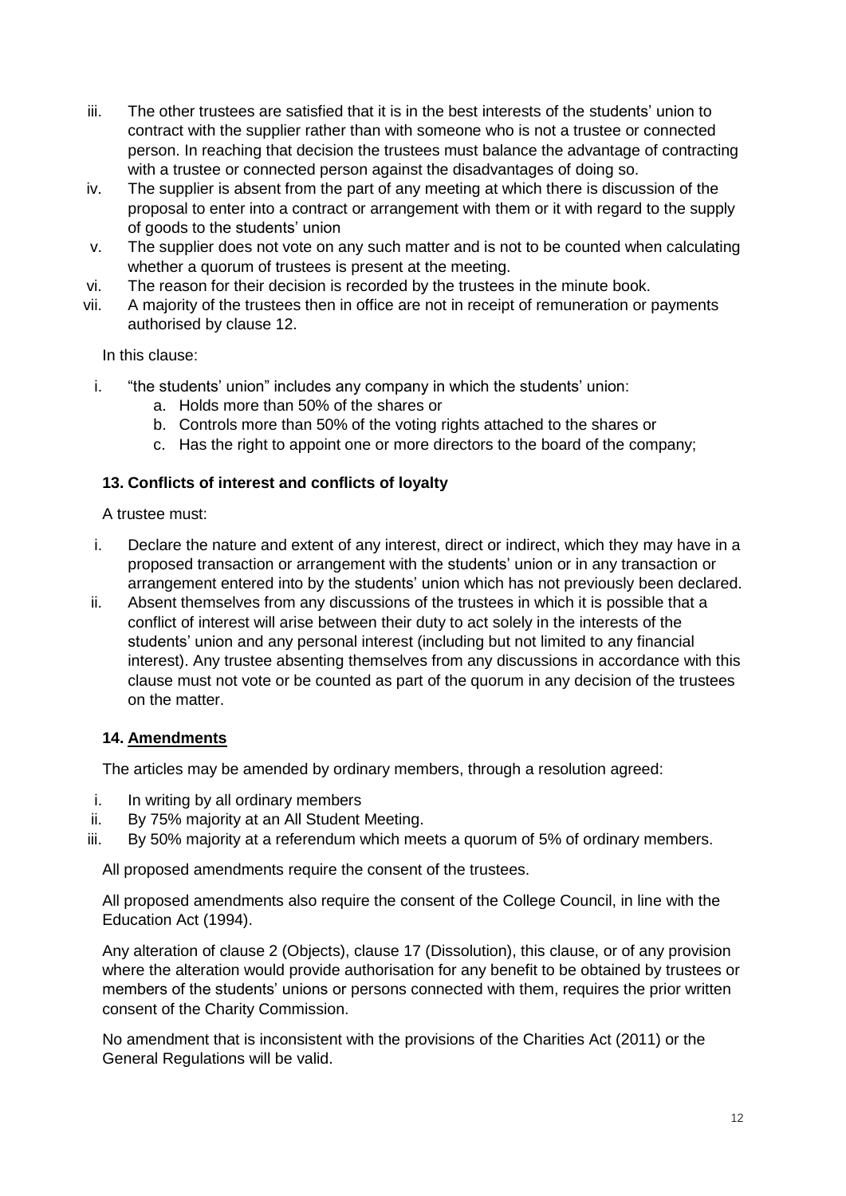iii. The other trustees are satisfied that it is in the best interests of the students' union to contract with the supplier rather than with someone who is not a trustee or connected person. In reaching that decision the trustees must balance the advantage of contracting with a trustee or connected person against the disadvantages of doing so.
iv. The supplier is absent from the part of any meeting at which there is discussion of the proposal to enter into a contract or arrangement with them or it with regard to the supply of goods to the students' union
v. The supplier does not vote on any such matter and is not to be counted when calculating whether a quorum of trustees is present at the meeting.
vi. The reason for their decision is recorded by the trustees in the minute book.
vii. A majority of the trustees then in office are not in receipt of remuneration or payments authorised by clause 12.

In this clause:

i. "the students' union" includes any company in which the students' union:
    a. Holds more than 50% of the shares or
    b. Controls more than 50% of the voting rights attached to the shares or
    c. Has the right to appoint one or more directors to the board of the company;

### 13. Conflicts of interest and conflicts of loyalty

A trustee must:

i. Declare the nature and extent of any interest, direct or indirect, which they may have in a proposed transaction or arrangement with the students' union or in any transaction or arrangement entered into by the students' union which has not previously been declared.
ii. Absent themselves from any discussions of the trustees in which it is possible that a conflict of interest will arise between their duty to act solely in the interests of the students' union and any personal interest (including but not limited to any financial interest). Any trustee absenting themselves from any discussions in accordance with this clause must not vote or be counted as part of the quorum in any decision of the trustees on the matter.

### 14. Amendments

The articles may be amended by ordinary members, through a resolution agreed:

i. In writing by all ordinary members
ii. By 75% majority at an All Student Meeting.
iii. By 50% majority at a referendum which meets a quorum of 5% of ordinary members.

All proposed amendments require the consent of the trustees.

All proposed amendments also require the consent of the College Council, in line with the Education Act (1994).

Any alteration of clause 2 (Objects), clause 17 (Dissolution), this clause, or of any provision where the alteration would provide authorisation for any benefit to be obtained by trustees or members of the students' unions or persons connected with them, requires the prior written consent of the Charity Commission.

No amendment that is inconsistent with the provisions of the Charities Act (2011) or the General Regulations will be valid.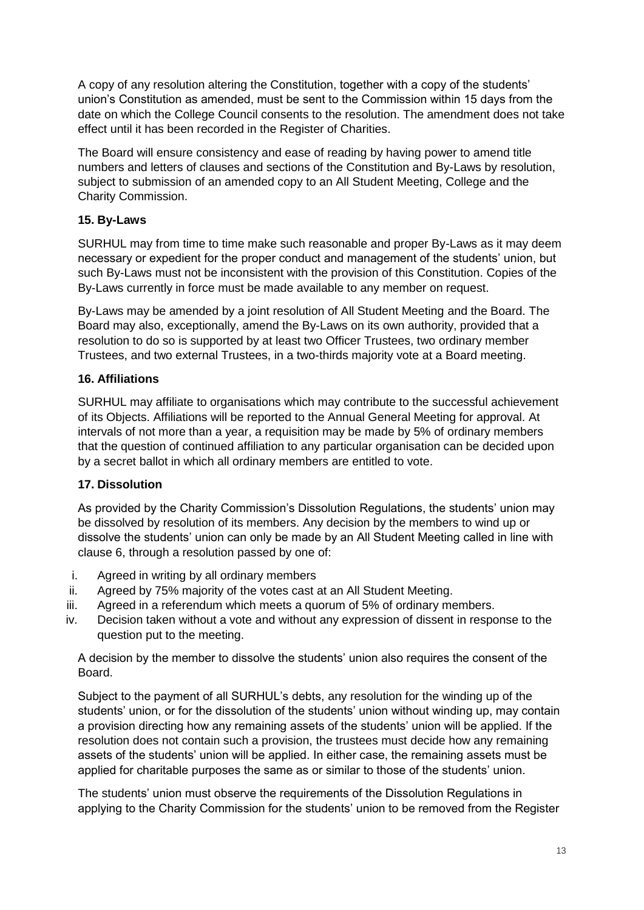A copy of any resolution altering the Constitution, together with a copy of the students' union's Constitution as amended, must be sent to the Commission within 15 days from the date on which the College Council consents to the resolution. The amendment does not take effect until it has been recorded in the Register of Charities.

The Board will ensure consistency and ease of reading by having power to amend title numbers and letters of clauses and sections of the Constitution and By-Laws by resolution, subject to submission of an amended copy to an All Student Meeting, College and the Charity Commission.

### 15. By-Laws

SURHUL may from time to time make such reasonable and proper By-Laws as it may deem necessary or expedient for the proper conduct and management of the students' union, but such By-Laws must not be inconsistent with the provision of this Constitution. Copies of the By-Laws currently in force must be made available to any member on request.

By-Laws may be amended by a joint resolution of All Student Meeting and the Board. The Board may also, exceptionally, amend the By-Laws on its own authority, provided that a resolution to do so is supported by at least two Officer Trustees, two ordinary member Trustees, and two external Trustees, in a two-thirds majority vote at a Board meeting.

### 16. Affiliations

SURHUL may affiliate to organisations which may contribute to the successful achievement of its Objects. Affiliations will be reported to the Annual General Meeting for approval. At intervals of not more than a year, a requisition may be made by 5% of ordinary members that the question of continued affiliation to any particular organisation can be decided upon by a secret ballot in which all ordinary members are entitled to vote.

### 17. Dissolution

As provided by the Charity Commission's Dissolution Regulations, the students' union may be dissolved by resolution of its members. Any decision by the members to wind up or dissolve the students' union can only be made by an All Student Meeting called in line with clause 6, through a resolution passed by one of:

i. Agreed in writing by all ordinary members
ii. Agreed by 75% majority of the votes cast at an All Student Meeting.
iii. Agreed in a referendum which meets a quorum of 5% of ordinary members.
iv. Decision taken without a vote and without any expression of dissent in response to the question put to the meeting.

A decision by the member to dissolve the students' union also requires the consent of the Board.

Subject to the payment of all SURHUL's debts, any resolution for the winding up of the students' union, or for the dissolution of the students' union without winding up, may contain a provision directing how any remaining assets of the students' union will be applied. If the resolution does not contain such a provision, the trustees must decide how any remaining assets of the students' union will be applied. In either case, the remaining assets must be applied for charitable purposes the same as or similar to those of the students' union.

The students' union must observe the requirements of the Dissolution Regulations in applying to the Charity Commission for the students' union to be removed from the Register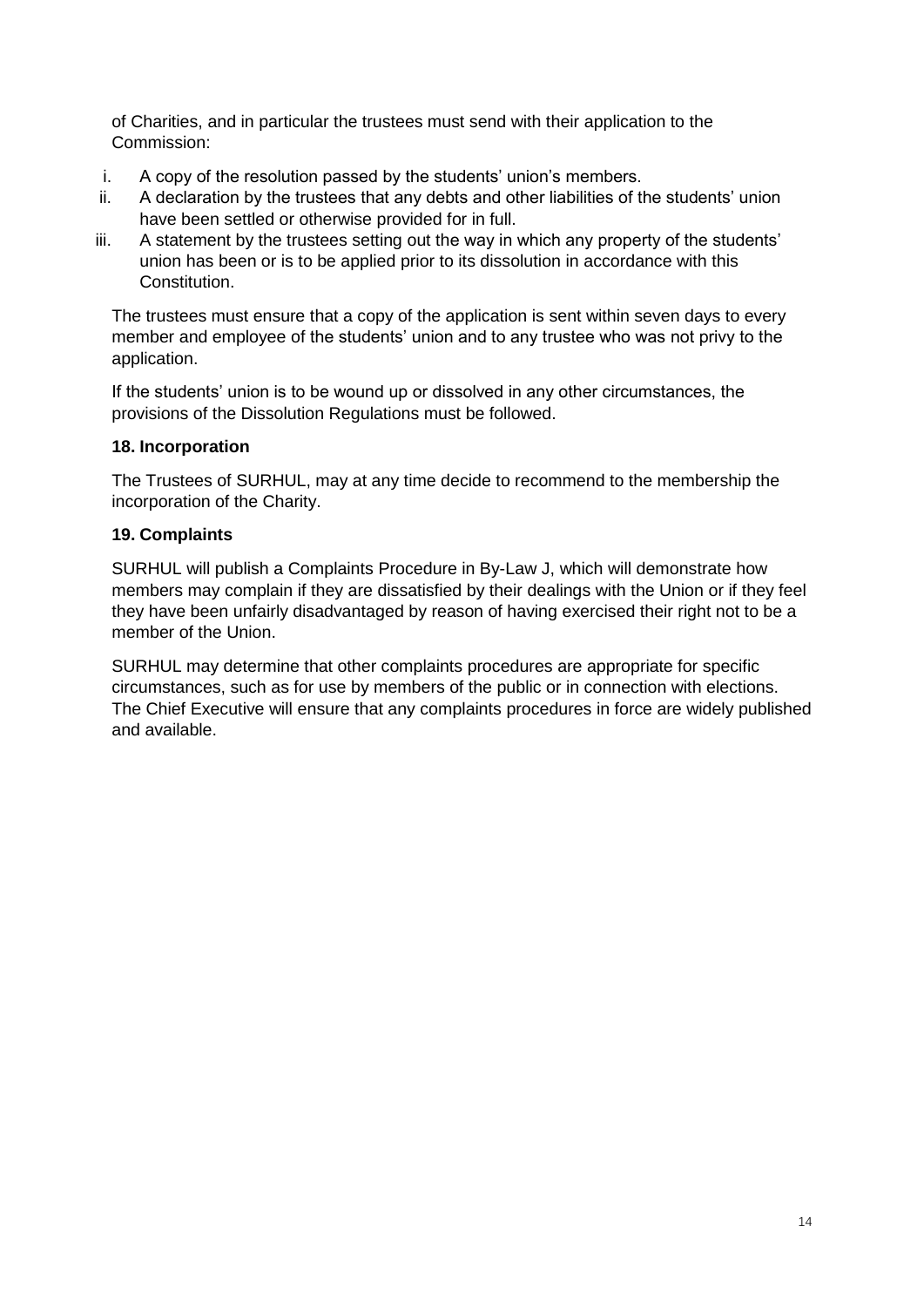of Charities, and in particular the trustees must send with their application to the Commission:

i. A copy of the resolution passed by the students' union's members.
ii. A declaration by the trustees that any debts and other liabilities of the students' union have been settled or otherwise provided for in full.
iii. A statement by the trustees setting out the way in which any property of the students' union has been or is to be applied prior to its dissolution in accordance with this Constitution.

The trustees must ensure that a copy of the application is sent within seven days to every member and employee of the students' union and to any trustee who was not privy to the application.

If the students' union is to be wound up or dissolved in any other circumstances, the provisions of the Dissolution Regulations must be followed.

**18. Incorporation**

The Trustees of SURHUL, may at any time decide to recommend to the membership the incorporation of the Charity.

**19. Complaints**

SURHUL will publish a Complaints Procedure in By-Law J, which will demonstrate how members may complain if they are dissatisfied by their dealings with the Union or if they feel they have been unfairly disadvantaged by reason of having exercised their right not to be a member of the Union.

SURHUL may determine that other complaints procedures are appropriate for specific circumstances, such as for use by members of the public or in connection with elections. The Chief Executive will ensure that any complaints procedures in force are widely published and available.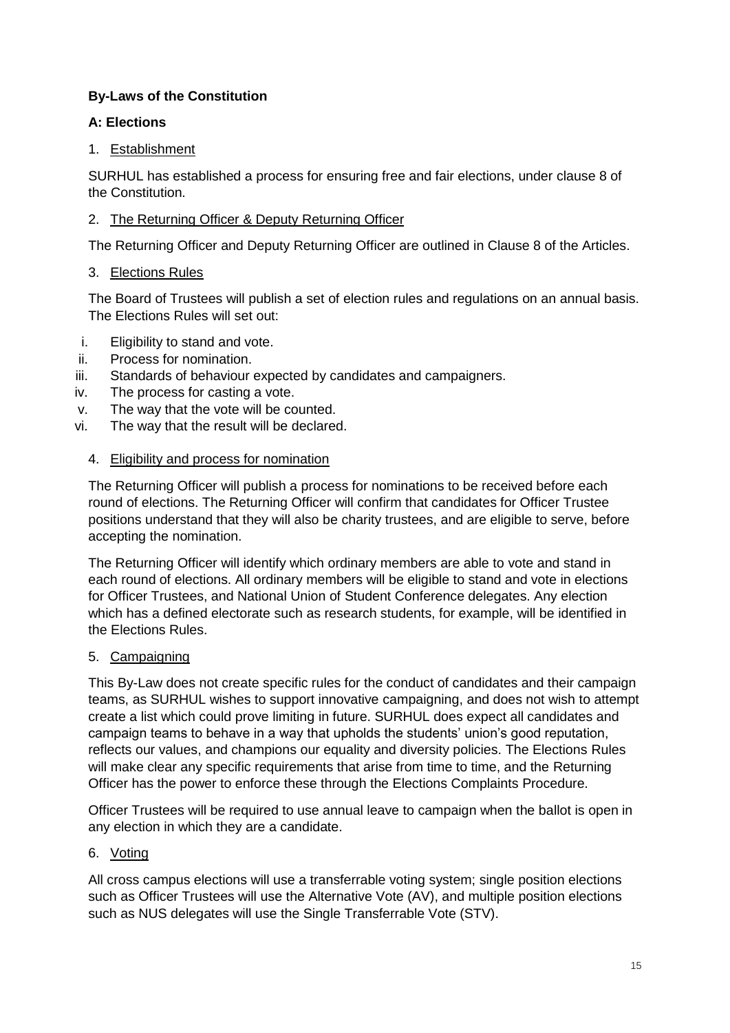**By-Laws of the Constitution**

**A: Elections**

1. Establishment

SURHUL has established a process for ensuring free and fair elections, under clause 8 of the Constitution.

2. The Returning Officer & Deputy Returning Officer

The Returning Officer and Deputy Returning Officer are outlined in Clause 8 of the Articles.

3. Elections Rules

The Board of Trustees will publish a set of election rules and regulations on an annual basis. The Elections Rules will set out:

i. Eligibility to stand and vote.
ii. Process for nomination.
iii. Standards of behaviour expected by candidates and campaigners.
iv. The process for casting a vote.
v. The way that the vote will be counted.
vi. The way that the result will be declared.

4. Eligibility and process for nomination

The Returning Officer will publish a process for nominations to be received before each round of elections. The Returning Officer will confirm that candidates for Officer Trustee positions understand that they will also be charity trustees, and are eligible to serve, before accepting the nomination.

The Returning Officer will identify which ordinary members are able to vote and stand in each round of elections. All ordinary members will be eligible to stand and vote in elections for Officer Trustees, and National Union of Student Conference delegates. Any election which has a defined electorate such as research students, for example, will be identified in the Elections Rules.

5. Campaigning

This By-Law does not create specific rules for the conduct of candidates and their campaign teams, as SURHUL wishes to support innovative campaigning, and does not wish to attempt create a list which could prove limiting in future. SURHUL does expect all candidates and campaign teams to behave in a way that upholds the students' union's good reputation, reflects our values, and champions our equality and diversity policies. The Elections Rules will make clear any specific requirements that arise from time to time, and the Returning Officer has the power to enforce these through the Elections Complaints Procedure.

Officer Trustees will be required to use annual leave to campaign when the ballot is open in any election in which they are a candidate.

6. Voting

All cross campus elections will use a transferrable voting system; single position elections such as Officer Trustees will use the Alternative Vote (AV), and multiple position elections such as NUS delegates will use the Single Transferrable Vote (STV).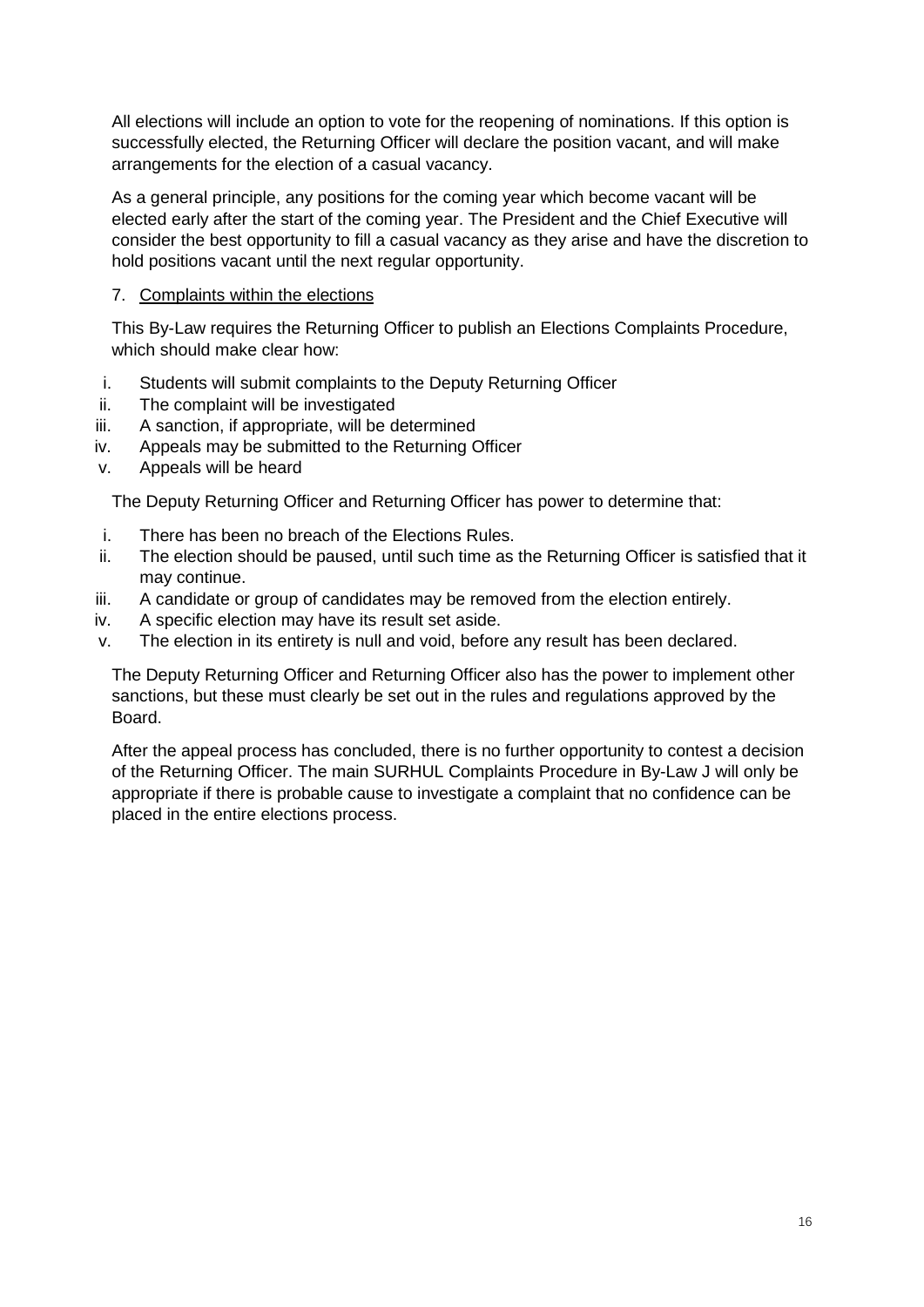All elections will include an option to vote for the reopening of nominations. If this option is successfully elected, the Returning Officer will declare the position vacant, and will make arrangements for the election of a casual vacancy.

As a general principle, any positions for the coming year which become vacant will be elected early after the start of the coming year. The President and the Chief Executive will consider the best opportunity to fill a casual vacancy as they arise and have the discretion to hold positions vacant until the next regular opportunity.

7. <u>Complaints within the elections</u>

This By-Law requires the Returning Officer to publish an Elections Complaints Procedure, which should make clear how:

i. Students will submit complaints to the Deputy Returning Officer
ii. The complaint will be investigated
iii. A sanction, if appropriate, will be determined
iv. Appeals may be submitted to the Returning Officer
v. Appeals will be heard

The Deputy Returning Officer and Returning Officer has power to determine that:

i. There has been no breach of the Elections Rules.
ii. The election should be paused, until such time as the Returning Officer is satisfied that it may continue.
iii. A candidate or group of candidates may be removed from the election entirely.
iv. A specific election may have its result set aside.
v. The election in its entirety is null and void, before any result has been declared.

The Deputy Returning Officer and Returning Officer also has the power to implement other sanctions, but these must clearly be set out in the rules and regulations approved by the Board.

After the appeal process has concluded, there is no further opportunity to contest a decision of the Returning Officer. The main SURHUL Complaints Procedure in By-Law J will only be appropriate if there is probable cause to investigate a complaint that no confidence can be placed in the entire elections process.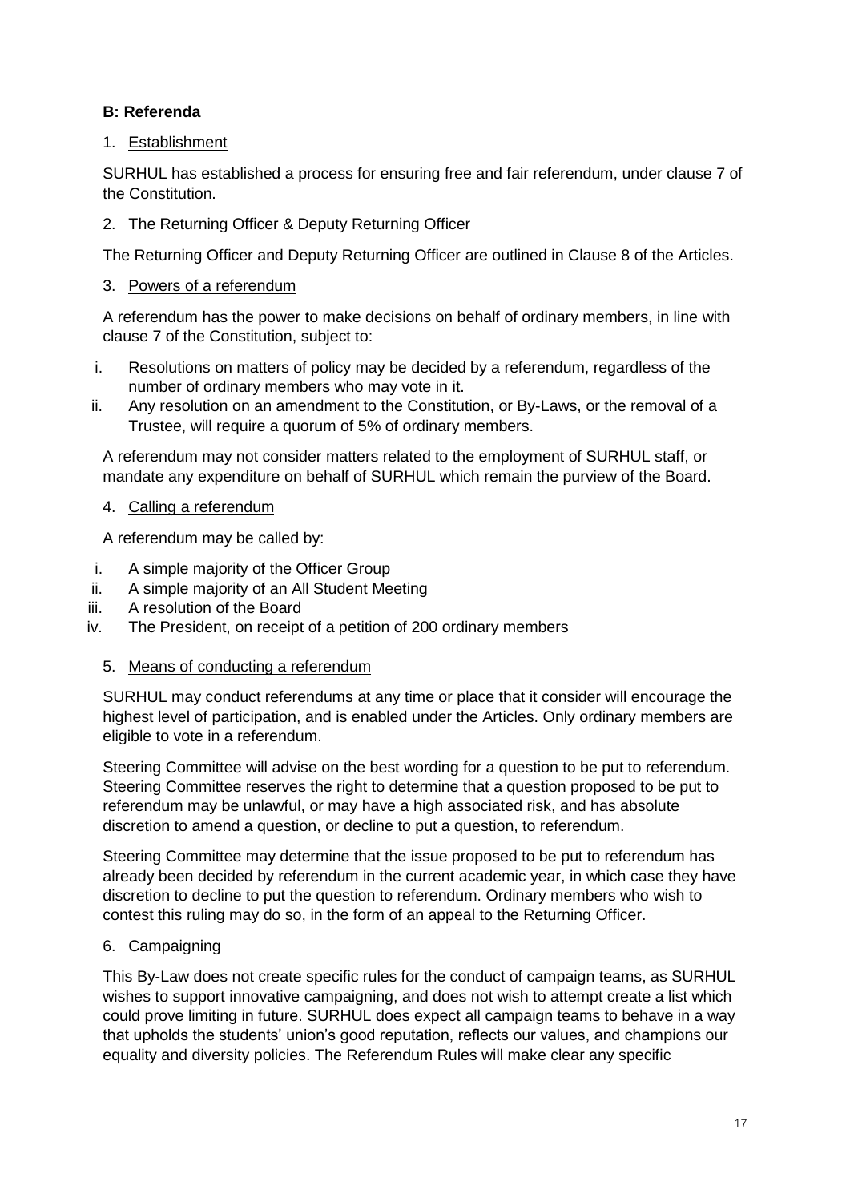**B: Referenda**

1. <u>Establishment</u>

SURHUL has established a process for ensuring free and fair referendum, under clause 7 of the Constitution.

2. <u>The Returning Officer & Deputy Returning Officer</u>

The Returning Officer and Deputy Returning Officer are outlined in Clause 8 of the Articles.

3. <u>Powers of a referendum</u>

A referendum has the power to make decisions on behalf of ordinary members, in line with clause 7 of the Constitution, subject to:

i. Resolutions on matters of policy may be decided by a referendum, regardless of the number of ordinary members who may vote in it.
ii. Any resolution on an amendment to the Constitution, or By-Laws, or the removal of a Trustee, will require a quorum of 5% of ordinary members.

A referendum may not consider matters related to the employment of SURHUL staff, or mandate any expenditure on behalf of SURHUL which remain the purview of the Board.

4. <u>Calling a referendum</u>

A referendum may be called by:

i. A simple majority of the Officer Group
ii. A simple majority of an All Student Meeting
iii. A resolution of the Board
iv. The President, on receipt of a petition of 200 ordinary members

5. <u>Means of conducting a referendum</u>

SURHUL may conduct referendums at any time or place that it consider will encourage the highest level of participation, and is enabled under the Articles. Only ordinary members are eligible to vote in a referendum.

Steering Committee will advise on the best wording for a question to be put to referendum. Steering Committee reserves the right to determine that a question proposed to be put to referendum may be unlawful, or may have a high associated risk, and has absolute discretion to amend a question, or decline to put a question, to referendum.

Steering Committee may determine that the issue proposed to be put to referendum has already been decided by referendum in the current academic year, in which case they have discretion to decline to put the question to referendum. Ordinary members who wish to contest this ruling may do so, in the form of an appeal to the Returning Officer.

6. <u>Campaigning</u>

This By-Law does not create specific rules for the conduct of campaign teams, as SURHUL wishes to support innovative campaigning, and does not wish to attempt create a list which could prove limiting in future. SURHUL does expect all campaign teams to behave in a way that upholds the students' union's good reputation, reflects our values, and champions our equality and diversity policies. The Referendum Rules will make clear any specific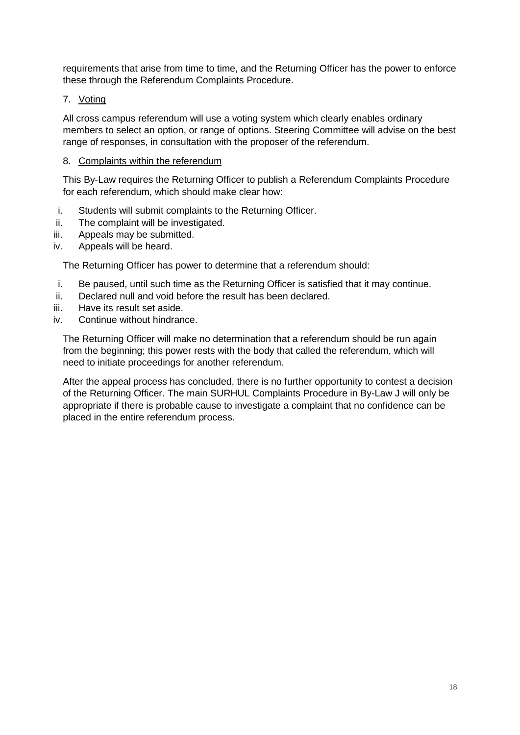requirements that arise from time to time, and the Returning Officer has the power to enforce these through the Referendum Complaints Procedure.

7. <u>Voting</u>

All cross campus referendum will use a voting system which clearly enables ordinary members to select an option, or range of options. Steering Committee will advise on the best range of responses, in consultation with the proposer of the referendum.

8. <u>Complaints within the referendum</u>

This By-Law requires the Returning Officer to publish a Referendum Complaints Procedure for each referendum, which should make clear how:

i. Students will submit complaints to the Returning Officer.
ii. The complaint will be investigated.
iii. Appeals may be submitted.
iv. Appeals will be heard.

The Returning Officer has power to determine that a referendum should:

i. Be paused, until such time as the Returning Officer is satisfied that it may continue.
ii. Declared null and void before the result has been declared.
iii. Have its result set aside.
iv. Continue without hindrance.

The Returning Officer will make no determination that a referendum should be run again from the beginning; this power rests with the body that called the referendum, which will need to initiate proceedings for another referendum.

After the appeal process has concluded, there is no further opportunity to contest a decision of the Returning Officer. The main SURHUL Complaints Procedure in By-Law J will only be appropriate if there is probable cause to investigate a complaint that no confidence can be placed in the entire referendum process.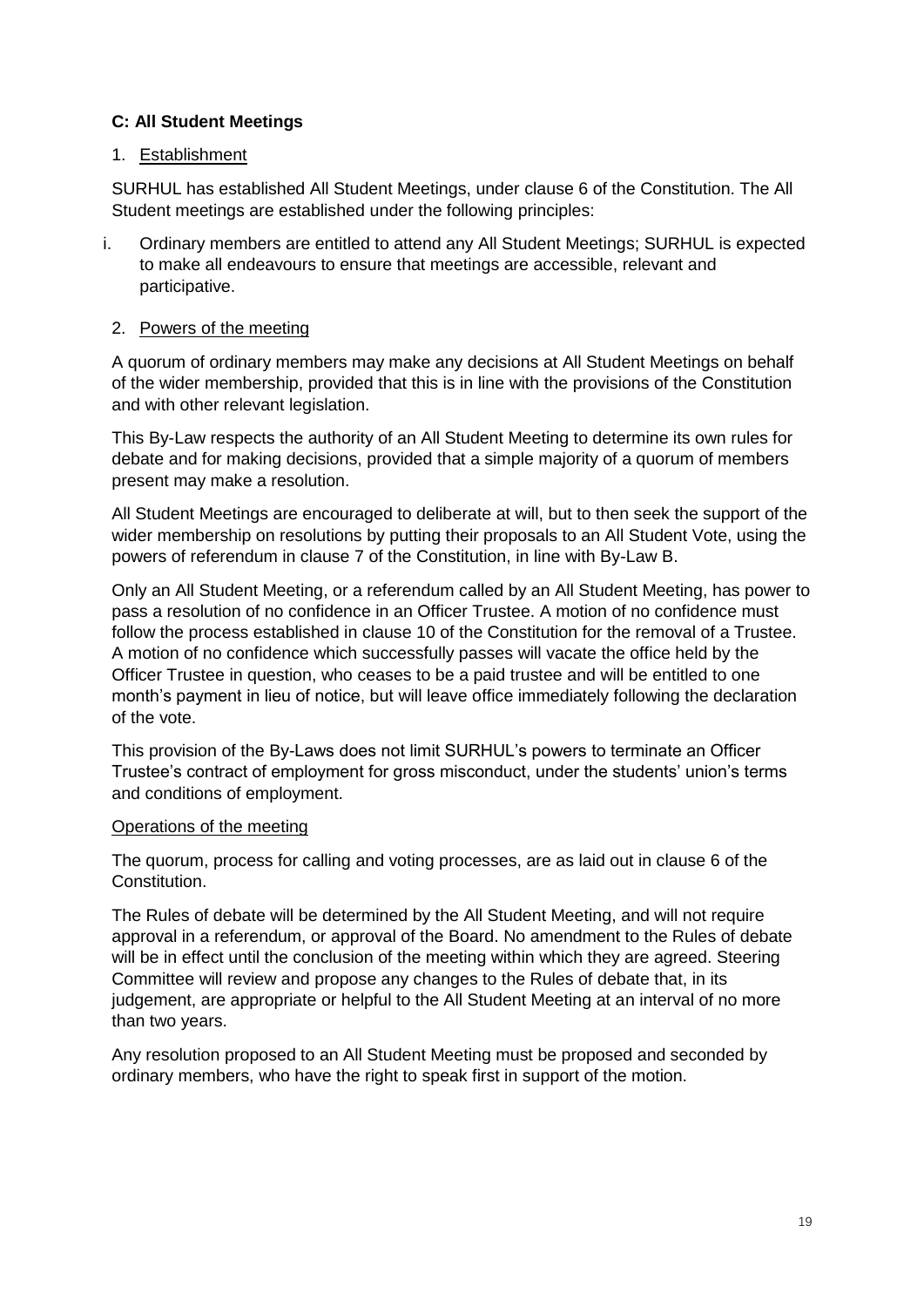**C: All Student Meetings**

1. Establishment

SURHUL has established All Student Meetings, under clause 6 of the Constitution. The All Student meetings are established under the following principles:

i. Ordinary members are entitled to attend any All Student Meetings; SURHUL is expected to make all endeavours to ensure that meetings are accessible, relevant and participative.

2. Powers of the meeting

A quorum of ordinary members may make any decisions at All Student Meetings on behalf of the wider membership, provided that this is in line with the provisions of the Constitution and with other relevant legislation.

This By-Law respects the authority of an All Student Meeting to determine its own rules for debate and for making decisions, provided that a simple majority of a quorum of members present may make a resolution.

All Student Meetings are encouraged to deliberate at will, but to then seek the support of the wider membership on resolutions by putting their proposals to an All Student Vote, using the powers of referendum in clause 7 of the Constitution, in line with By-Law B.

Only an All Student Meeting, or a referendum called by an All Student Meeting, has power to pass a resolution of no confidence in an Officer Trustee. A motion of no confidence must follow the process established in clause 10 of the Constitution for the removal of a Trustee. A motion of no confidence which successfully passes will vacate the office held by the Officer Trustee in question, who ceases to be a paid trustee and will be entitled to one month's payment in lieu of notice, but will leave office immediately following the declaration of the vote.

This provision of the By-Laws does not limit SURHUL's powers to terminate an Officer Trustee's contract of employment for gross misconduct, under the students' union's terms and conditions of employment.

Operations of the meeting

The quorum, process for calling and voting processes, are as laid out in clause 6 of the Constitution.

The Rules of debate will be determined by the All Student Meeting, and will not require approval in a referendum, or approval of the Board. No amendment to the Rules of debate will be in effect until the conclusion of the meeting within which they are agreed. Steering Committee will review and propose any changes to the Rules of debate that, in its judgement, are appropriate or helpful to the All Student Meeting at an interval of no more than two years.

Any resolution proposed to an All Student Meeting must be proposed and seconded by ordinary members, who have the right to speak first in support of the motion.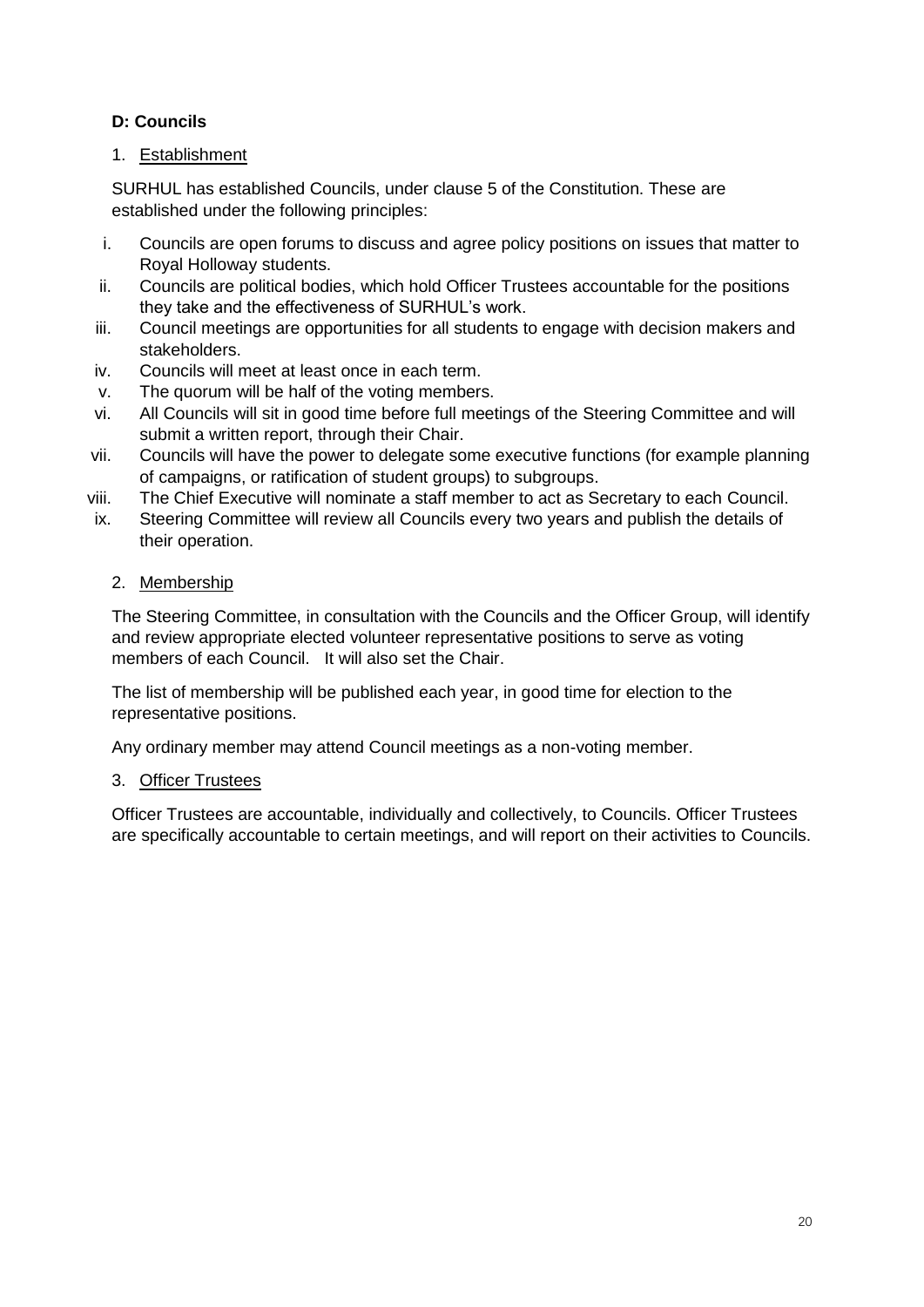## D: Councils

1. Establishment

SURHUL has established Councils, under clause 5 of the Constitution. These are established under the following principles:

i. Councils are open forums to discuss and agree policy positions on issues that matter to Royal Holloway students.
ii. Councils are political bodies, which hold Officer Trustees accountable for the positions they take and the effectiveness of SURHUL's work.
iii. Council meetings are opportunities for all students to engage with decision makers and stakeholders.
iv. Councils will meet at least once in each term.
v. The quorum will be half of the voting members.
vi. All Councils will sit in good time before full meetings of the Steering Committee and will submit a written report, through their Chair.
vii. Councils will have the power to delegate some executive functions (for example planning of campaigns, or ratification of student groups) to subgroups.
viii. The Chief Executive will nominate a staff member to act as Secretary to each Council.
ix. Steering Committee will review all Councils every two years and publish the details of their operation.

2. Membership

The Steering Committee, in consultation with the Councils and the Officer Group, will identify and review appropriate elected volunteer representative positions to serve as voting members of each Council. It will also set the Chair.

The list of membership will be published each year, in good time for election to the representative positions.

Any ordinary member may attend Council meetings as a non-voting member.

3. Officer Trustees

Officer Trustees are accountable, individually and collectively, to Councils. Officer Trustees are specifically accountable to certain meetings, and will report on their activities to Councils.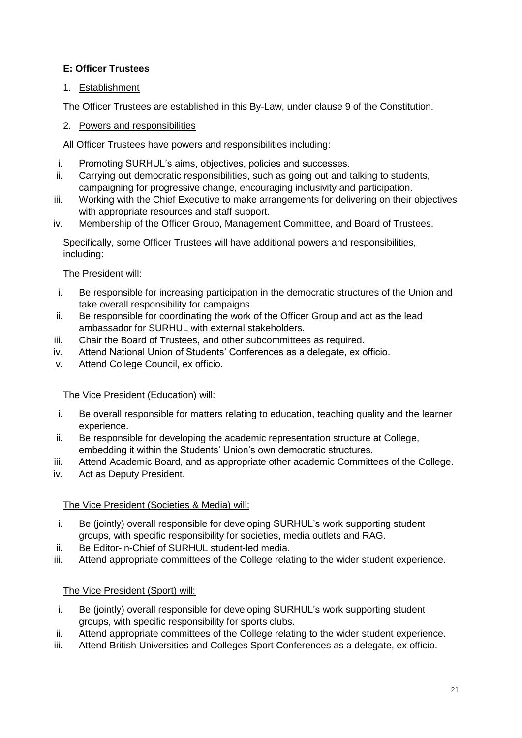### E: Officer Trustees

1. Establishment

The Officer Trustees are established in this By-Law, under clause 9 of the Constitution.

2. Powers and responsibilities

All Officer Trustees have powers and responsibilities including:

i. Promoting SURHUL's aims, objectives, policies and successes.
ii. Carrying out democratic responsibilities, such as going out and talking to students, campaigning for progressive change, encouraging inclusivity and participation.
iii. Working with the Chief Executive to make arrangements for delivering on their objectives with appropriate resources and staff support.
iv. Membership of the Officer Group, Management Committee, and Board of Trustees.

Specifically, some Officer Trustees will have additional powers and responsibilities, including:

The President will:

i. Be responsible for increasing participation in the democratic structures of the Union and take overall responsibility for campaigns.
ii. Be responsible for coordinating the work of the Officer Group and act as the lead ambassador for SURHUL with external stakeholders.
iii. Chair the Board of Trustees, and other subcommittees as required.
iv. Attend National Union of Students' Conferences as a delegate, ex officio.
v. Attend College Council, ex officio.

The Vice President (Education) will:

i. Be overall responsible for matters relating to education, teaching quality and the learner experience.
ii. Be responsible for developing the academic representation structure at College, embedding it within the Students' Union's own democratic structures.
iii. Attend Academic Board, and as appropriate other academic Committees of the College.
iv. Act as Deputy President.

The Vice President (Societies & Media) will:

i. Be (jointly) overall responsible for developing SURHUL's work supporting student groups, with specific responsibility for societies, media outlets and RAG.
ii. Be Editor-in-Chief of SURHUL student-led media.
iii. Attend appropriate committees of the College relating to the wider student experience.

The Vice President (Sport) will:

i. Be (jointly) overall responsible for developing SURHUL's work supporting student groups, with specific responsibility for sports clubs.
ii. Attend appropriate committees of the College relating to the wider student experience.
iii. Attend British Universities and Colleges Sport Conferences as a delegate, ex officio.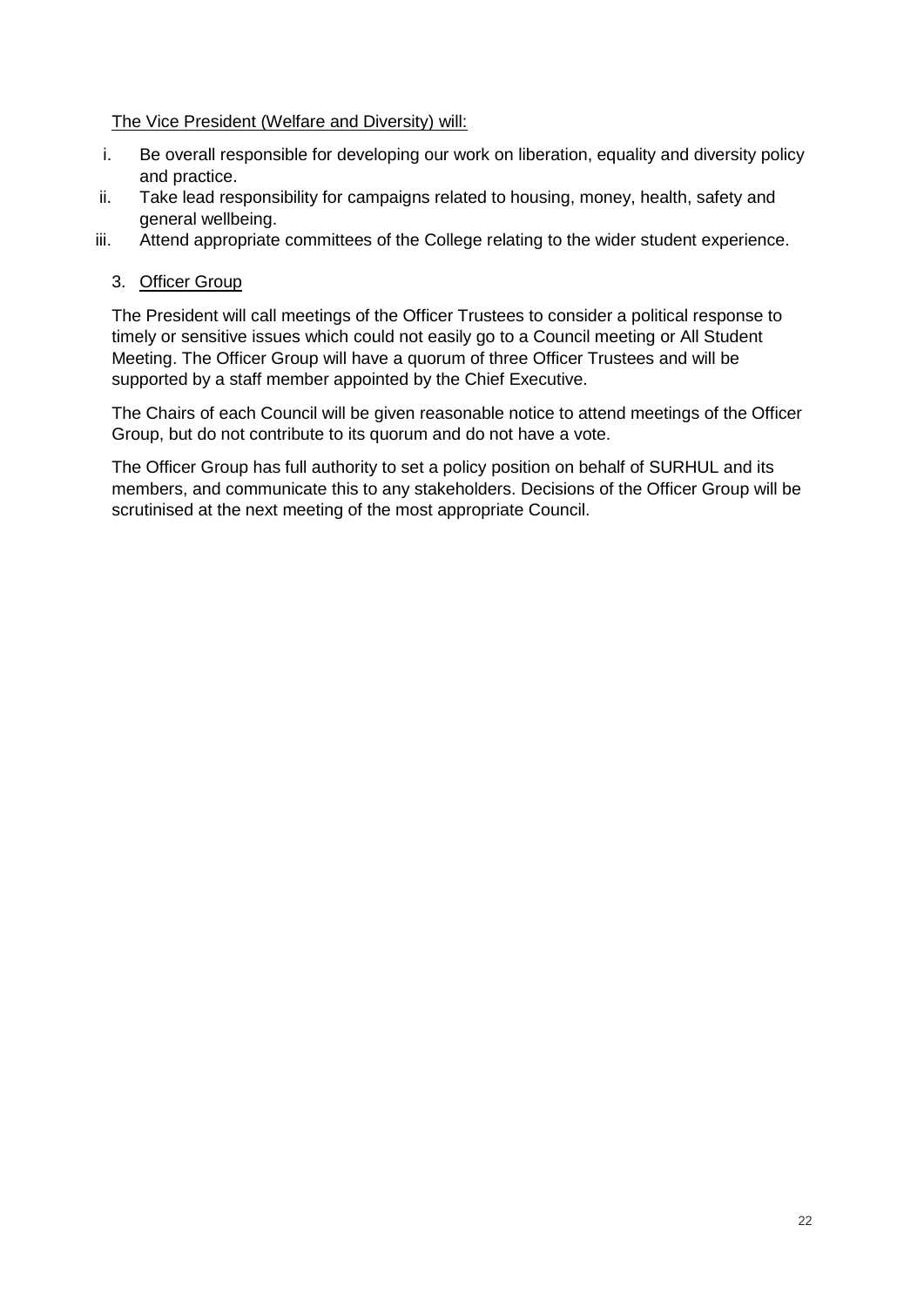<u>The Vice President (Welfare and Diversity) will:</u>

i. Be overall responsible for developing our work on liberation, equality and diversity policy and practice.
ii. Take lead responsibility for campaigns related to housing, money, health, safety and general wellbeing.
iii. Attend appropriate committees of the College relating to the wider student experience.

3. <u>Officer Group</u>

The President will call meetings of the Officer Trustees to consider a political response to timely or sensitive issues which could not easily go to a Council meeting or All Student Meeting. The Officer Group will have a quorum of three Officer Trustees and will be supported by a staff member appointed by the Chief Executive.

The Chairs of each Council will be given reasonable notice to attend meetings of the Officer Group, but do not contribute to its quorum and do not have a vote.

The Officer Group has full authority to set a policy position on behalf of SURHUL and its members, and communicate this to any stakeholders. Decisions of the Officer Group will be scrutinised at the next meeting of the most appropriate Council.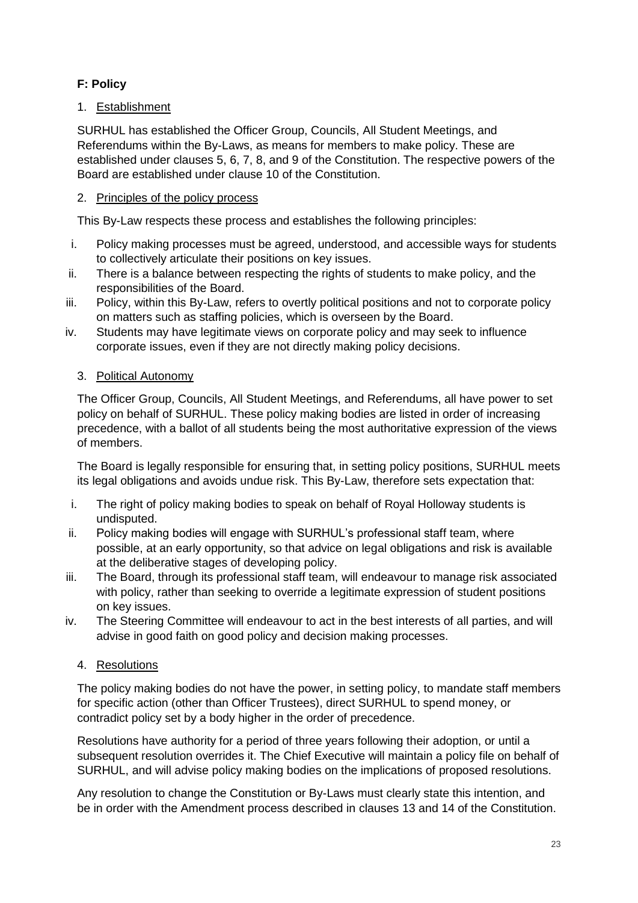## F: Policy

### 1. Establishment

SURHUL has established the Officer Group, Councils, All Student Meetings, and Referendums within the By-Laws, as means for members to make policy. These are established under clauses 5, 6, 7, 8, and 9 of the Constitution. The respective powers of the Board are established under clause 10 of the Constitution.

### 2. Principles of the policy process

This By-Law respects these process and establishes the following principles:

i. Policy making processes must be agreed, understood, and accessible ways for students to collectively articulate their positions on key issues.
ii. There is a balance between respecting the rights of students to make policy, and the responsibilities of the Board.
iii. Policy, within this By-Law, refers to overtly political positions and not to corporate policy on matters such as staffing policies, which is overseen by the Board.
iv. Students may have legitimate views on corporate policy and may seek to influence corporate issues, even if they are not directly making policy decisions.

### 3. Political Autonomy

The Officer Group, Councils, All Student Meetings, and Referendums, all have power to set policy on behalf of SURHUL. These policy making bodies are listed in order of increasing precedence, with a ballot of all students being the most authoritative expression of the views of members.

The Board is legally responsible for ensuring that, in setting policy positions, SURHUL meets its legal obligations and avoids undue risk. This By-Law, therefore sets expectation that:

i. The right of policy making bodies to speak on behalf of Royal Holloway students is undisputed.
ii. Policy making bodies will engage with SURHUL's professional staff team, where possible, at an early opportunity, so that advice on legal obligations and risk is available at the deliberative stages of developing policy.
iii. The Board, through its professional staff team, will endeavour to manage risk associated with policy, rather than seeking to override a legitimate expression of student positions on key issues.
iv. The Steering Committee will endeavour to act in the best interests of all parties, and will advise in good faith on good policy and decision making processes.

### 4. Resolutions

The policy making bodies do not have the power, in setting policy, to mandate staff members for specific action (other than Officer Trustees), direct SURHUL to spend money, or contradict policy set by a body higher in the order of precedence.

Resolutions have authority for a period of three years following their adoption, or until a subsequent resolution overrides it. The Chief Executive will maintain a policy file on behalf of SURHUL, and will advise policy making bodies on the implications of proposed resolutions.

Any resolution to change the Constitution or By-Laws must clearly state this intention, and be in order with the Amendment process described in clauses 13 and 14 of the Constitution.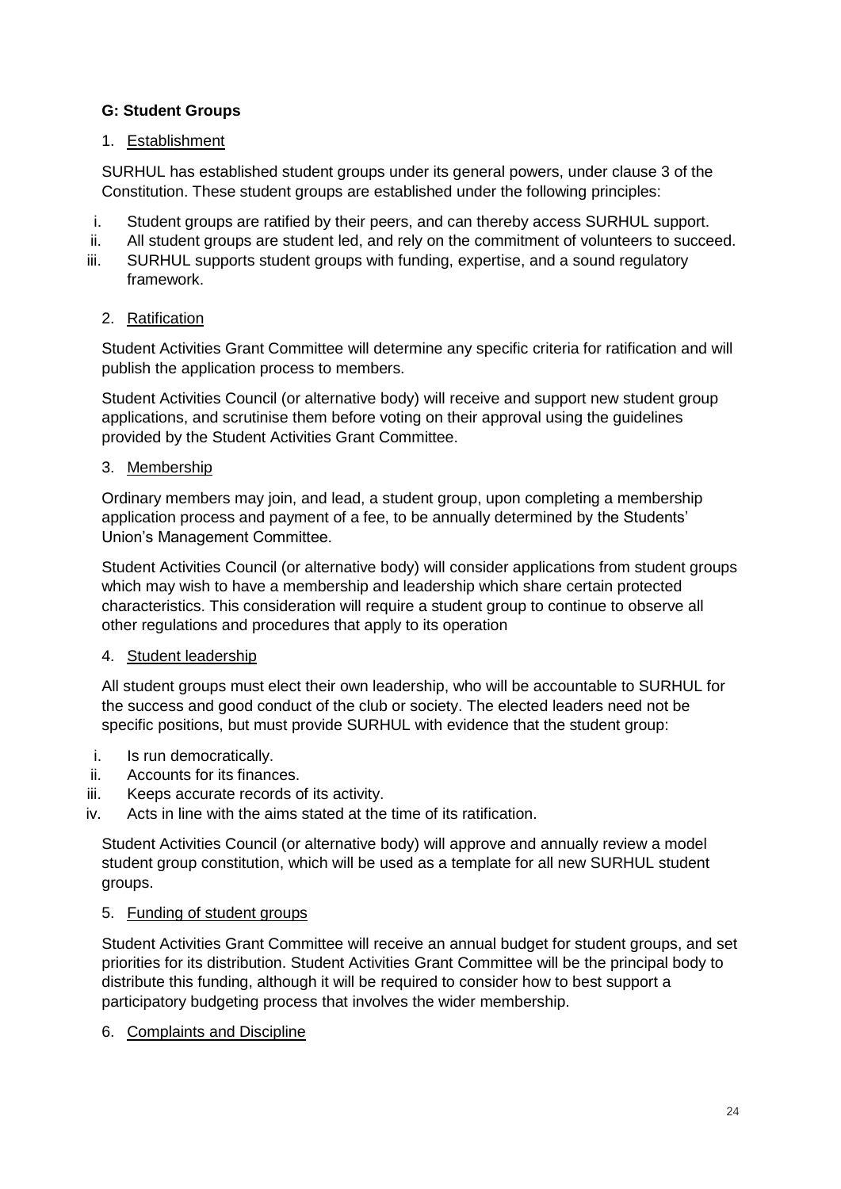### G: Student Groups

1. Establishment

SURHUL has established student groups under its general powers, under clause 3 of the Constitution. These student groups are established under the following principles:

i. Student groups are ratified by their peers, and can thereby access SURHUL support.
ii. All student groups are student led, and rely on the commitment of volunteers to succeed.
iii. SURHUL supports student groups with funding, expertise, and a sound regulatory framework.

2. Ratification

Student Activities Grant Committee will determine any specific criteria for ratification and will publish the application process to members.

Student Activities Council (or alternative body) will receive and support new student group applications, and scrutinise them before voting on their approval using the guidelines provided by the Student Activities Grant Committee.

3. Membership

Ordinary members may join, and lead, a student group, upon completing a membership application process and payment of a fee, to be annually determined by the Students' Union's Management Committee.

Student Activities Council (or alternative body) will consider applications from student groups which may wish to have a membership and leadership which share certain protected characteristics. This consideration will require a student group to continue to observe all other regulations and procedures that apply to its operation

4. Student leadership

All student groups must elect their own leadership, who will be accountable to SURHUL for the success and good conduct of the club or society. The elected leaders need not be specific positions, but must provide SURHUL with evidence that the student group:

i. Is run democratically.
ii. Accounts for its finances.
iii. Keeps accurate records of its activity.
iv. Acts in line with the aims stated at the time of its ratification.

Student Activities Council (or alternative body) will approve and annually review a model student group constitution, which will be used as a template for all new SURHUL student groups.

5. Funding of student groups

Student Activities Grant Committee will receive an annual budget for student groups, and set priorities for its distribution. Student Activities Grant Committee will be the principal body to distribute this funding, although it will be required to consider how to best support a participatory budgeting process that involves the wider membership.

6. Complaints and Discipline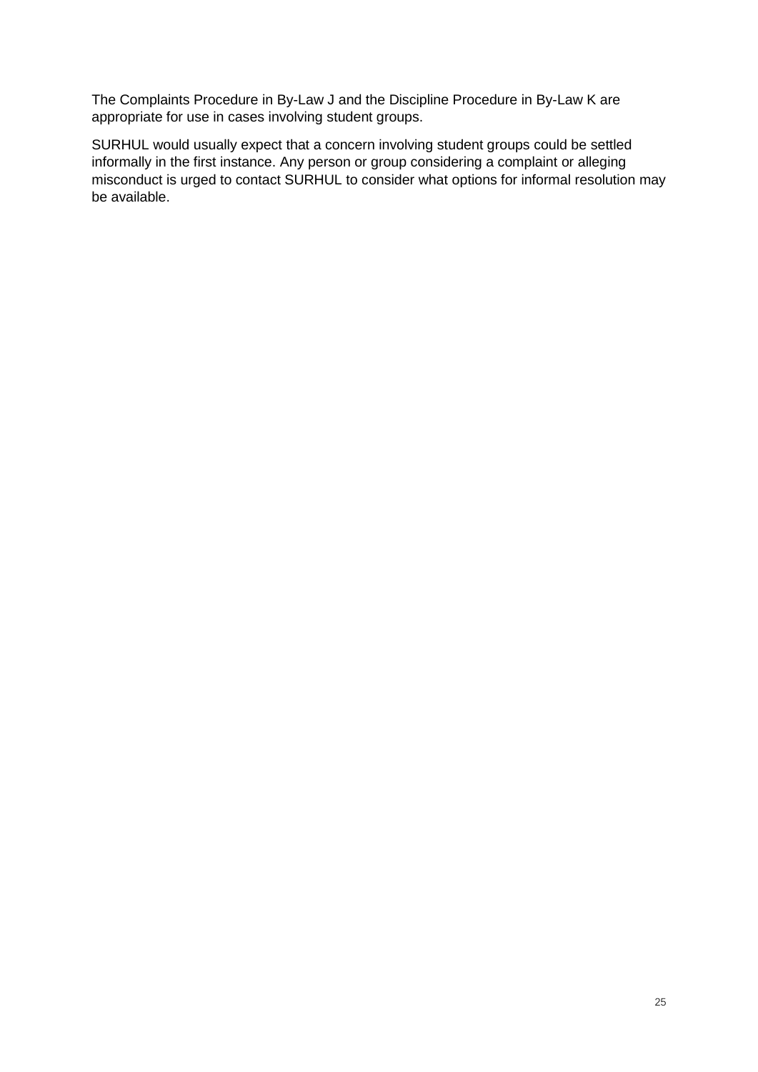The Complaints Procedure in By-Law J and the Discipline Procedure in By-Law K are appropriate for use in cases involving student groups.

SURHUL would usually expect that a concern involving student groups could be settled informally in the first instance. Any person or group considering a complaint or alleging misconduct is urged to contact SURHUL to consider what options for informal resolution may be available.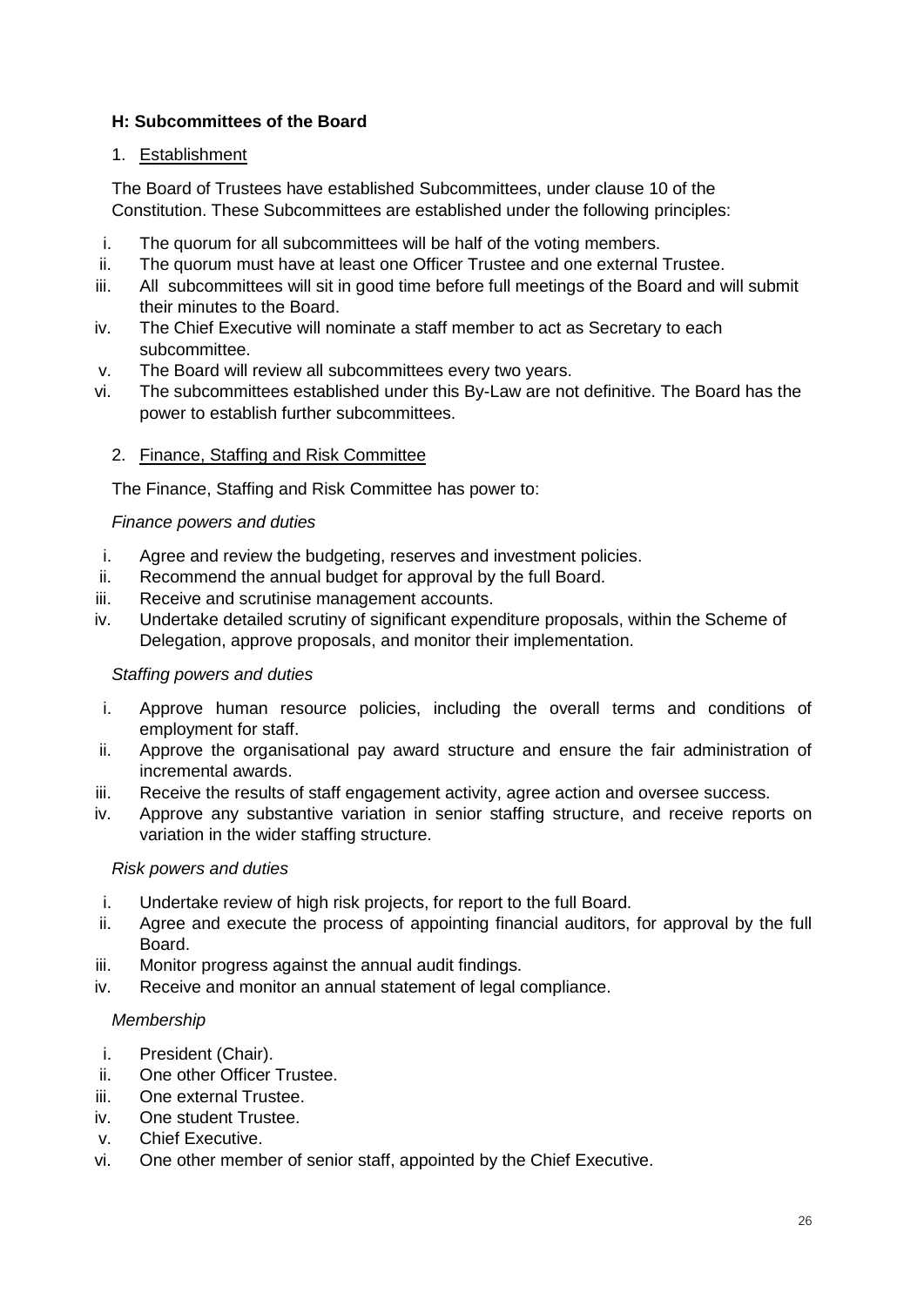### H: Subcommittees of the Board

1. Establishment

The Board of Trustees have established Subcommittees, under clause 10 of the Constitution. These Subcommittees are established under the following principles:

i. The quorum for all subcommittees will be half of the voting members.
ii. The quorum must have at least one Officer Trustee and one external Trustee.
iii. All subcommittees will sit in good time before full meetings of the Board and will submit their minutes to the Board.
iv. The Chief Executive will nominate a staff member to act as Secretary to each subcommittee.
v. The Board will review all subcommittees every two years.
vi. The subcommittees established under this By-Law are not definitive. The Board has the power to establish further subcommittees.

2. Finance, Staffing and Risk Committee

The Finance, Staffing and Risk Committee has power to:

*Finance powers and duties*

i. Agree and review the budgeting, reserves and investment policies.
ii. Recommend the annual budget for approval by the full Board.
iii. Receive and scrutinise management accounts.
iv. Undertake detailed scrutiny of significant expenditure proposals, within the Scheme of Delegation, approve proposals, and monitor their implementation.

*Staffing powers and duties*

i. Approve human resource policies, including the overall terms and conditions of employment for staff.
ii. Approve the organisational pay award structure and ensure the fair administration of incremental awards.
iii. Receive the results of staff engagement activity, agree action and oversee success.
iv. Approve any substantive variation in senior staffing structure, and receive reports on variation in the wider staffing structure.

*Risk powers and duties*

i. Undertake review of high risk projects, for report to the full Board.
ii. Agree and execute the process of appointing financial auditors, for approval by the full Board.
iii. Monitor progress against the annual audit findings.
iv. Receive and monitor an annual statement of legal compliance.

*Membership*

i. President (Chair).
ii. One other Officer Trustee.
iii. One external Trustee.
iv. One student Trustee.
v. Chief Executive.
vi. One other member of senior staff, appointed by the Chief Executive.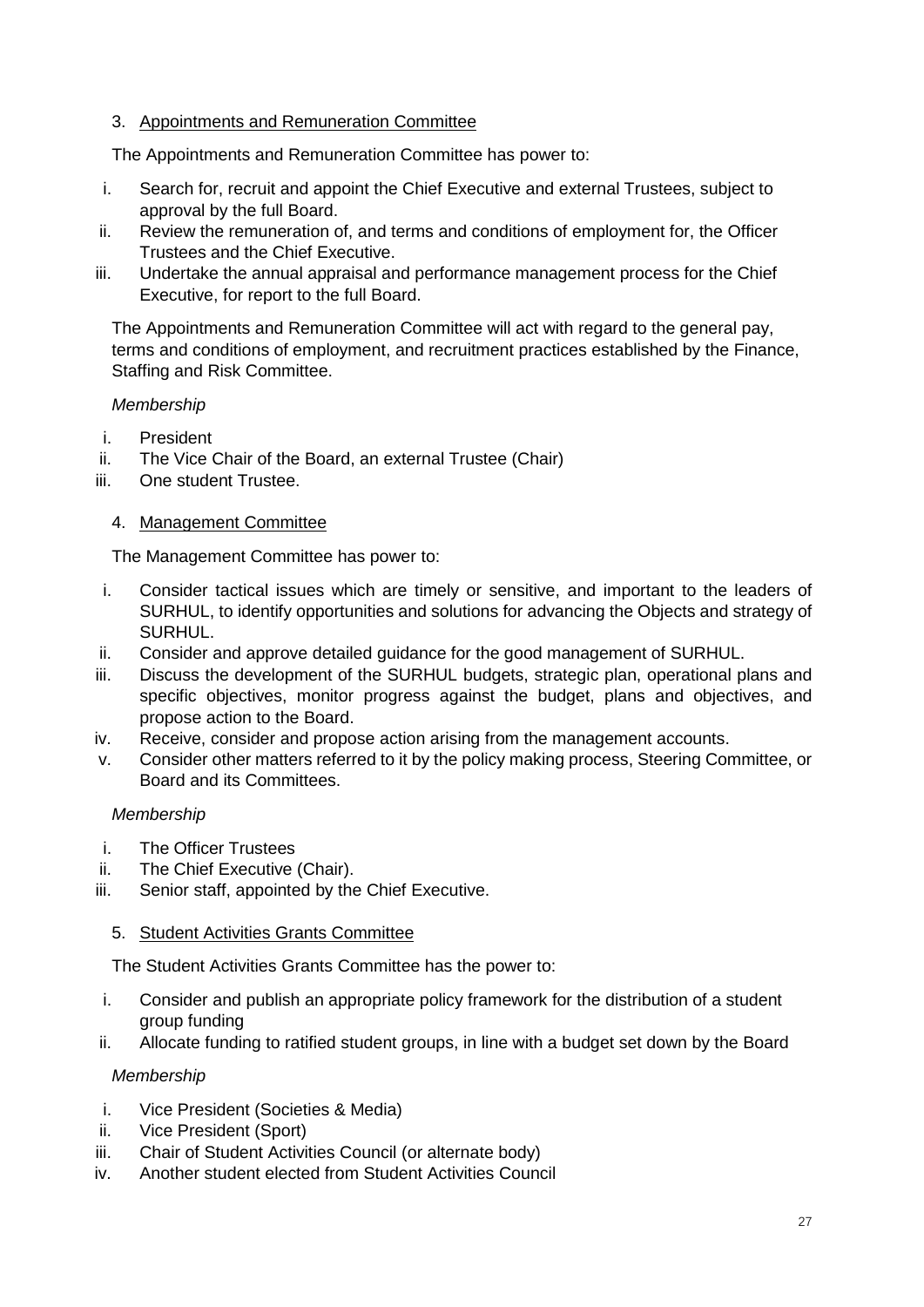3. <u>Appointments and Remuneration Committee</u>

The Appointments and Remuneration Committee has power to:

i. Search for, recruit and appoint the Chief Executive and external Trustees, subject to approval by the full Board.
ii. Review the remuneration of, and terms and conditions of employment for, the Officer Trustees and the Chief Executive.
iii. Undertake the annual appraisal and performance management process for the Chief Executive, for report to the full Board.

The Appointments and Remuneration Committee will act with regard to the general pay, terms and conditions of employment, and recruitment practices established by the Finance, Staffing and Risk Committee.

*Membership*

i. President
ii. The Vice Chair of the Board, an external Trustee (Chair)
iii. One student Trustee.

4. <u>Management Committee</u>

The Management Committee has power to:

i. Consider tactical issues which are timely or sensitive, and important to the leaders of SURHUL, to identify opportunities and solutions for advancing the Objects and strategy of SURHUL.
ii. Consider and approve detailed guidance for the good management of SURHUL.
iii. Discuss the development of the SURHUL budgets, strategic plan, operational plans and specific objectives, monitor progress against the budget, plans and objectives, and propose action to the Board.
iv. Receive, consider and propose action arising from the management accounts.
v. Consider other matters referred to it by the policy making process, Steering Committee, or Board and its Committees.

*Membership*

i. The Officer Trustees
ii. The Chief Executive (Chair).
iii. Senior staff, appointed by the Chief Executive.

5. <u>Student Activities Grants Committee</u>

The Student Activities Grants Committee has the power to:

i. Consider and publish an appropriate policy framework for the distribution of a student group funding
ii. Allocate funding to ratified student groups, in line with a budget set down by the Board

*Membership*

i. Vice President (Societies & Media)
ii. Vice President (Sport)
iii. Chair of Student Activities Council (or alternate body)
iv. Another student elected from Student Activities Council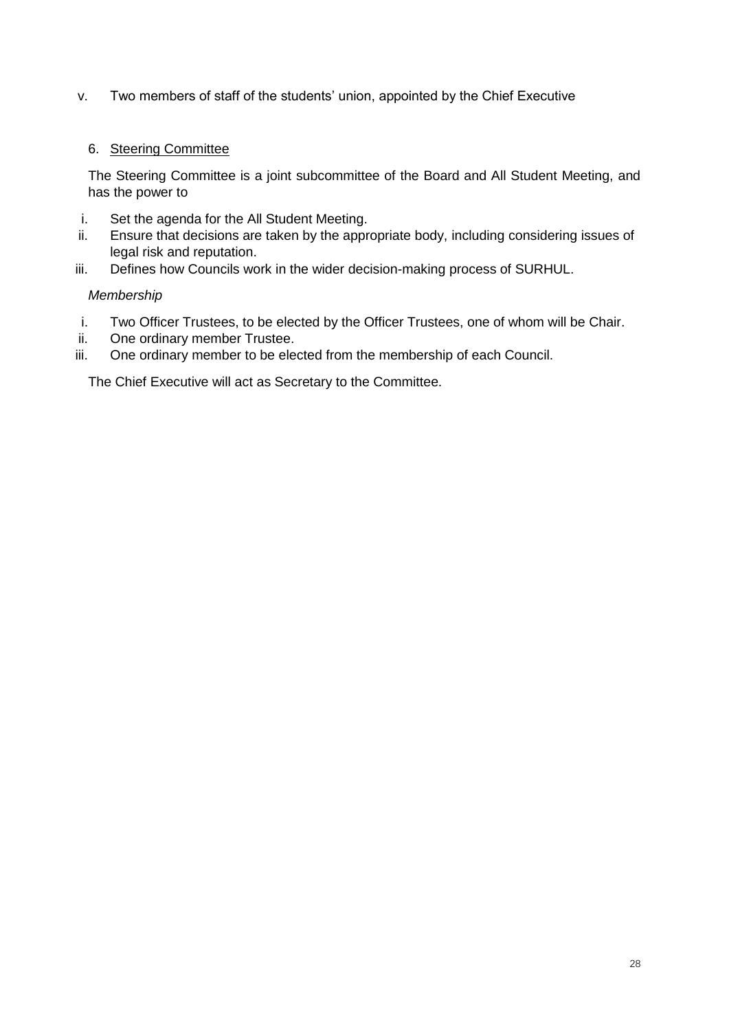v. Two members of staff of the students' union, appointed by the Chief Executive

6. <u>Steering Committee</u>

The Steering Committee is a joint subcommittee of the Board and All Student Meeting, and has the power to

i. Set the agenda for the All Student Meeting.
ii. Ensure that decisions are taken by the appropriate body, including considering issues of legal risk and reputation.
iii. Defines how Councils work in the wider decision-making process of SURHUL.

*Membership*

i. Two Officer Trustees, to be elected by the Officer Trustees, one of whom will be Chair.
ii. One ordinary member Trustee.
iii. One ordinary member to be elected from the membership of each Council.

The Chief Executive will act as Secretary to the Committee.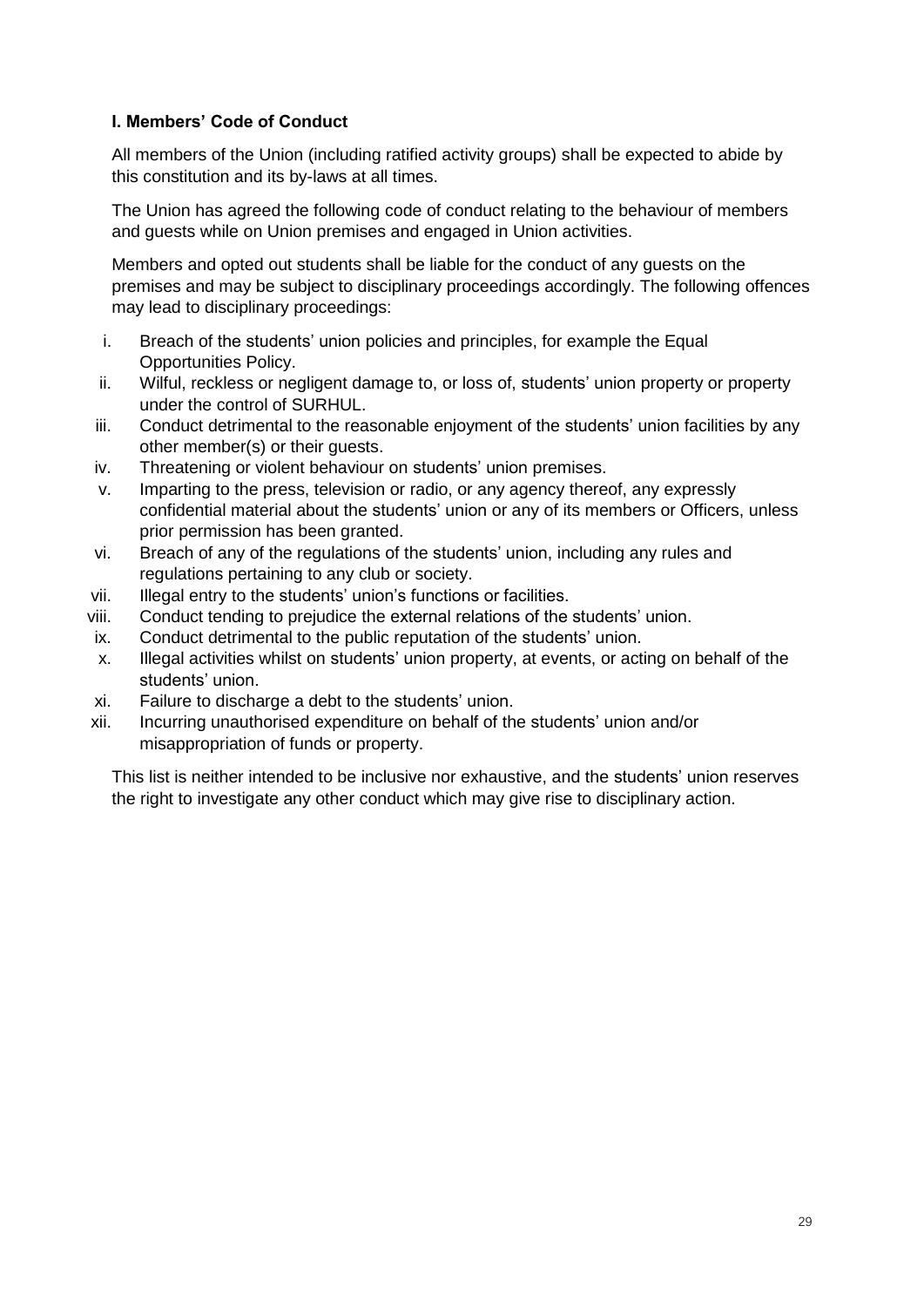### I. Members' Code of Conduct

All members of the Union (including ratified activity groups) shall be expected to abide by this constitution and its by-laws at all times.

The Union has agreed the following code of conduct relating to the behaviour of members and guests while on Union premises and engaged in Union activities.

Members and opted out students shall be liable for the conduct of any guests on the premises and may be subject to disciplinary proceedings accordingly. The following offences may lead to disciplinary proceedings:

i. Breach of the students' union policies and principles, for example the Equal Opportunities Policy.
ii. Wilful, reckless or negligent damage to, or loss of, students' union property or property under the control of SURHUL.
iii. Conduct detrimental to the reasonable enjoyment of the students' union facilities by any other member(s) or their guests.
iv. Threatening or violent behaviour on students' union premises.
v. Imparting to the press, television or radio, or any agency thereof, any expressly confidential material about the students' union or any of its members or Officers, unless prior permission has been granted.
vi. Breach of any of the regulations of the students' union, including any rules and regulations pertaining to any club or society.
vii. Illegal entry to the students' union's functions or facilities.
viii. Conduct tending to prejudice the external relations of the students' union.
ix. Conduct detrimental to the public reputation of the students' union.
x. Illegal activities whilst on students' union property, at events, or acting on behalf of the students' union.
xi. Failure to discharge a debt to the students' union.
xii. Incurring unauthorised expenditure on behalf of the students' union and/or misappropriation of funds or property.

This list is neither intended to be inclusive nor exhaustive, and the students' union reserves the right to investigate any other conduct which may give rise to disciplinary action.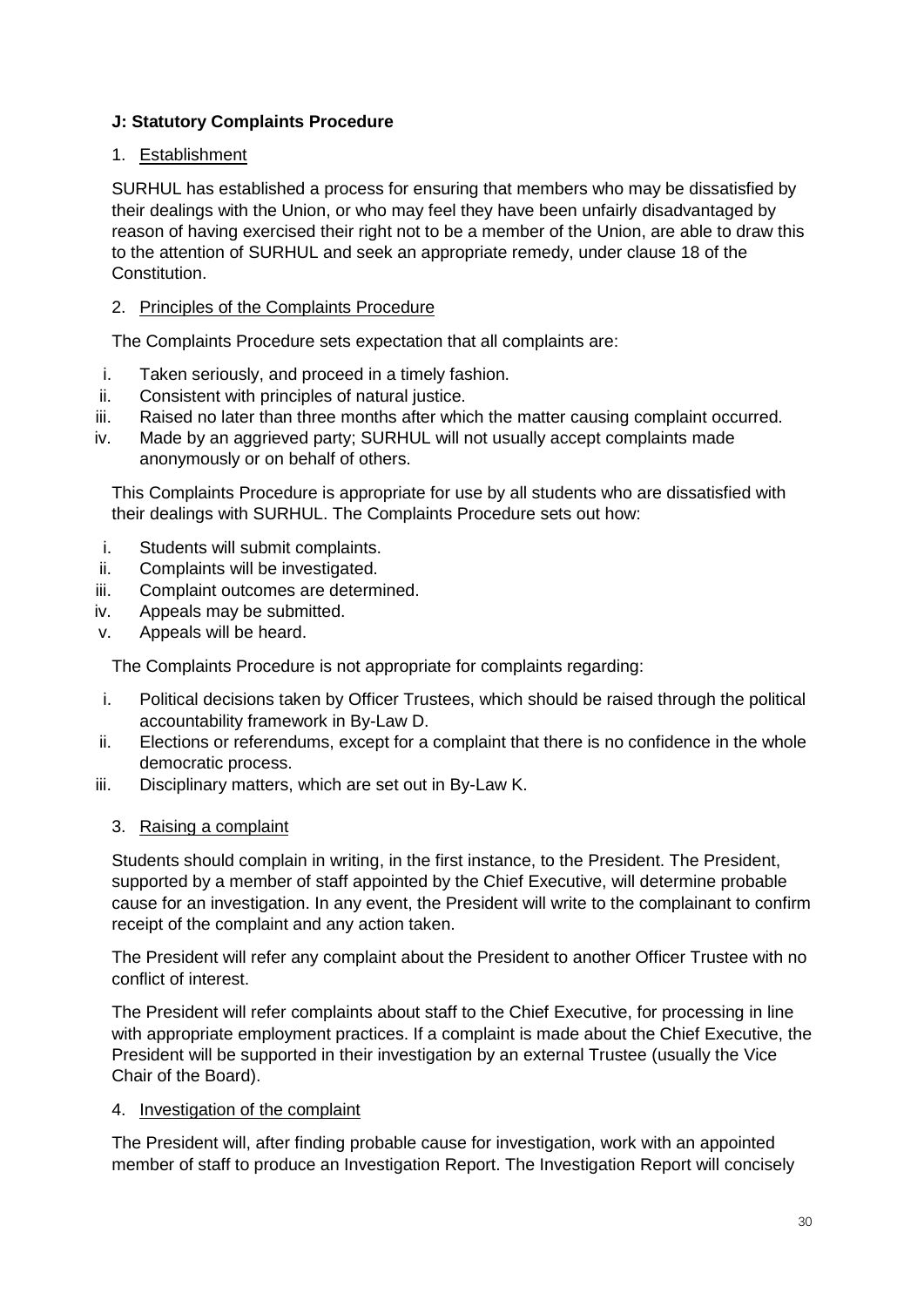**J: Statutory Complaints Procedure**

1. Establishment

SURHUL has established a process for ensuring that members who may be dissatisfied by their dealings with the Union, or who may feel they have been unfairly disadvantaged by reason of having exercised their right not to be a member of the Union, are able to draw this to the attention of SURHUL and seek an appropriate remedy, under clause 18 of the Constitution.

2. Principles of the Complaints Procedure

The Complaints Procedure sets expectation that all complaints are:

i. Taken seriously, and proceed in a timely fashion.
ii. Consistent with principles of natural justice.
iii. Raised no later than three months after which the matter causing complaint occurred.
iv. Made by an aggrieved party; SURHUL will not usually accept complaints made anonymously or on behalf of others.

This Complaints Procedure is appropriate for use by all students who are dissatisfied with their dealings with SURHUL. The Complaints Procedure sets out how:

i. Students will submit complaints.
ii. Complaints will be investigated.
iii. Complaint outcomes are determined.
iv. Appeals may be submitted.
v. Appeals will be heard.

The Complaints Procedure is not appropriate for complaints regarding:

i. Political decisions taken by Officer Trustees, which should be raised through the political accountability framework in By-Law D.
ii. Elections or referendums, except for a complaint that there is no confidence in the whole democratic process.
iii. Disciplinary matters, which are set out in By-Law K.

3. Raising a complaint

Students should complain in writing, in the first instance, to the President. The President, supported by a member of staff appointed by the Chief Executive, will determine probable cause for an investigation. In any event, the President will write to the complainant to confirm receipt of the complaint and any action taken.

The President will refer any complaint about the President to another Officer Trustee with no conflict of interest.

The President will refer complaints about staff to the Chief Executive, for processing in line with appropriate employment practices. If a complaint is made about the Chief Executive, the President will be supported in their investigation by an external Trustee (usually the Vice Chair of the Board).

4. Investigation of the complaint

The President will, after finding probable cause for investigation, work with an appointed member of staff to produce an Investigation Report. The Investigation Report will concisely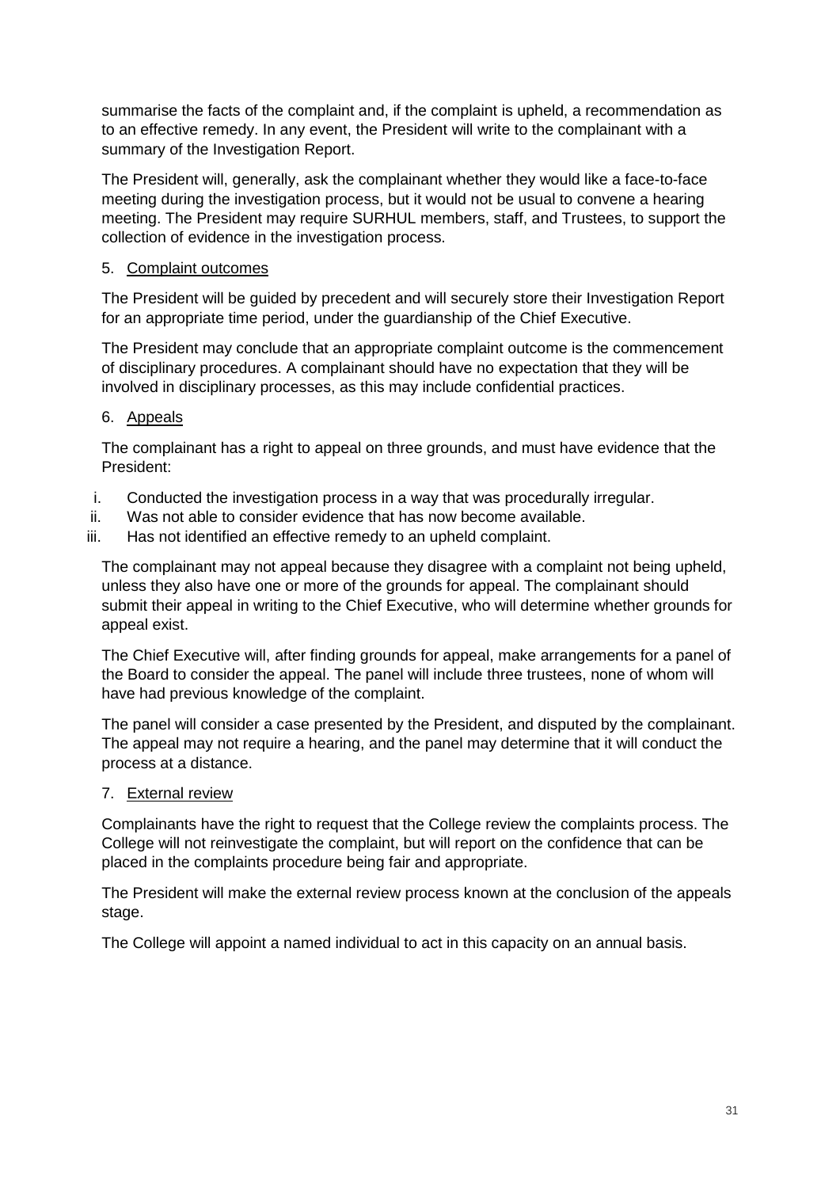summarise the facts of the complaint and, if the complaint is upheld, a recommendation as to an effective remedy. In any event, the President will write to the complainant with a summary of the Investigation Report.

The President will, generally, ask the complainant whether they would like a face-to-face meeting during the investigation process, but it would not be usual to convene a hearing meeting. The President may require SURHUL members, staff, and Trustees, to support the collection of evidence in the investigation process.

5. Complaint outcomes

The President will be guided by precedent and will securely store their Investigation Report for an appropriate time period, under the guardianship of the Chief Executive.

The President may conclude that an appropriate complaint outcome is the commencement of disciplinary procedures. A complainant should have no expectation that they will be involved in disciplinary processes, as this may include confidential practices.

6. Appeals

The complainant has a right to appeal on three grounds, and must have evidence that the President:

i. Conducted the investigation process in a way that was procedurally irregular.
ii. Was not able to consider evidence that has now become available.
iii. Has not identified an effective remedy to an upheld complaint.

The complainant may not appeal because they disagree with a complaint not being upheld, unless they also have one or more of the grounds for appeal. The complainant should submit their appeal in writing to the Chief Executive, who will determine whether grounds for appeal exist.

The Chief Executive will, after finding grounds for appeal, make arrangements for a panel of the Board to consider the appeal. The panel will include three trustees, none of whom will have had previous knowledge of the complaint.

The panel will consider a case presented by the President, and disputed by the complainant. The appeal may not require a hearing, and the panel may determine that it will conduct the process at a distance.

7. External review

Complainants have the right to request that the College review the complaints process. The College will not reinvestigate the complaint, but will report on the confidence that can be placed in the complaints procedure being fair and appropriate.

The President will make the external review process known at the conclusion of the appeals stage.

The College will appoint a named individual to act in this capacity on an annual basis.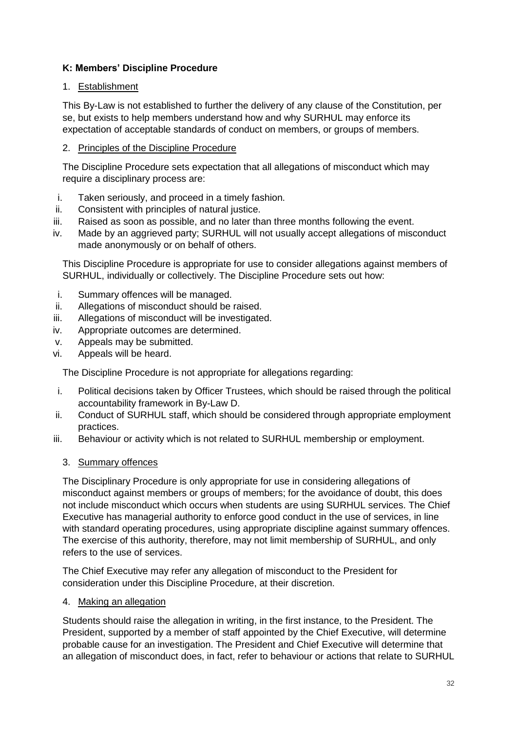**K: Members' Discipline Procedure**

1. Establishment

This By-Law is not established to further the delivery of any clause of the Constitution, per se, but exists to help members understand how and why SURHUL may enforce its expectation of acceptable standards of conduct on members, or groups of members.

2. Principles of the Discipline Procedure

The Discipline Procedure sets expectation that all allegations of misconduct which may require a disciplinary process are:

i. Taken seriously, and proceed in a timely fashion.
ii. Consistent with principles of natural justice.
iii. Raised as soon as possible, and no later than three months following the event.
iv. Made by an aggrieved party; SURHUL will not usually accept allegations of misconduct made anonymously or on behalf of others.

This Discipline Procedure is appropriate for use to consider allegations against members of SURHUL, individually or collectively. The Discipline Procedure sets out how:

i. Summary offences will be managed.
ii. Allegations of misconduct should be raised.
iii. Allegations of misconduct will be investigated.
iv. Appropriate outcomes are determined.
v. Appeals may be submitted.
vi. Appeals will be heard.

The Discipline Procedure is not appropriate for allegations regarding:

i. Political decisions taken by Officer Trustees, which should be raised through the political accountability framework in By-Law D.
ii. Conduct of SURHUL staff, which should be considered through appropriate employment practices.
iii. Behaviour or activity which is not related to SURHUL membership or employment.

3. Summary offences

The Disciplinary Procedure is only appropriate for use in considering allegations of misconduct against members or groups of members; for the avoidance of doubt, this does not include misconduct which occurs when students are using SURHUL services. The Chief Executive has managerial authority to enforce good conduct in the use of services, in line with standard operating procedures, using appropriate discipline against summary offences. The exercise of this authority, therefore, may not limit membership of SURHUL, and only refers to the use of services.

The Chief Executive may refer any allegation of misconduct to the President for consideration under this Discipline Procedure, at their discretion.

4. Making an allegation

Students should raise the allegation in writing, in the first instance, to the President. The President, supported by a member of staff appointed by the Chief Executive, will determine probable cause for an investigation. The President and Chief Executive will determine that an allegation of misconduct does, in fact, refer to behaviour or actions that relate to SURHUL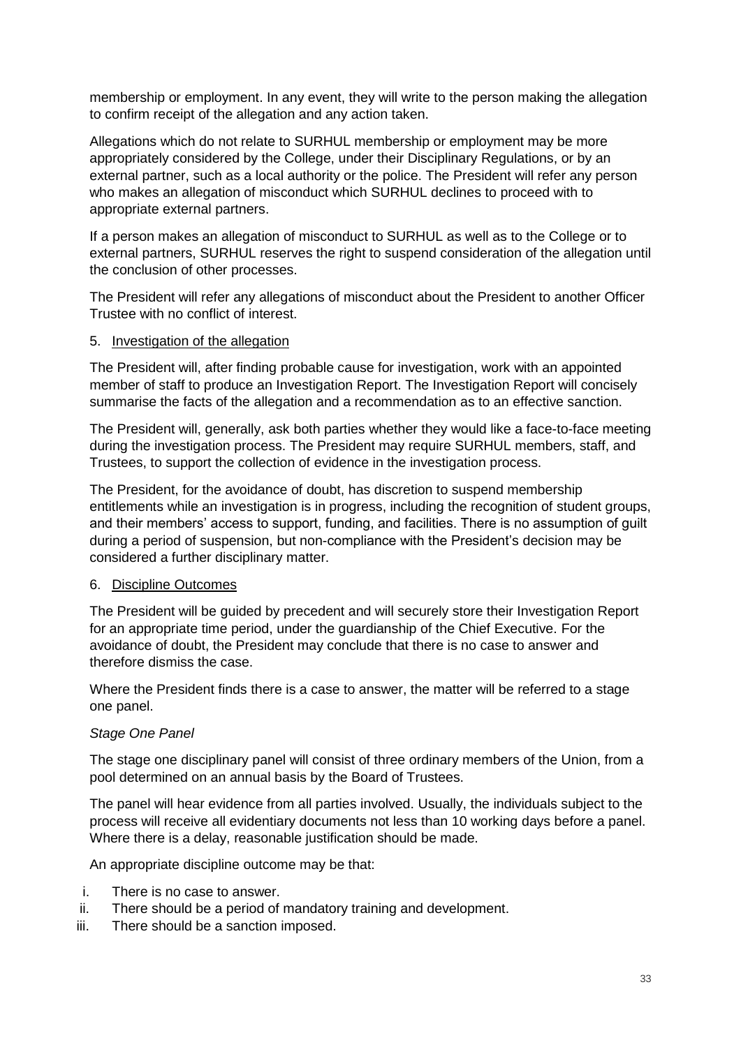membership or employment. In any event, they will write to the person making the allegation to confirm receipt of the allegation and any action taken.

Allegations which do not relate to SURHUL membership or employment may be more appropriately considered by the College, under their Disciplinary Regulations, or by an external partner, such as a local authority or the police. The President will refer any person who makes an allegation of misconduct which SURHUL declines to proceed with to appropriate external partners.

If a person makes an allegation of misconduct to SURHUL as well as to the College or to external partners, SURHUL reserves the right to suspend consideration of the allegation until the conclusion of other processes.

The President will refer any allegations of misconduct about the President to another Officer Trustee with no conflict of interest.

5. <u>Investigation of the allegation</u>

The President will, after finding probable cause for investigation, work with an appointed member of staff to produce an Investigation Report. The Investigation Report will concisely summarise the facts of the allegation and a recommendation as to an effective sanction.

The President will, generally, ask both parties whether they would like a face-to-face meeting during the investigation process. The President may require SURHUL members, staff, and Trustees, to support the collection of evidence in the investigation process.

The President, for the avoidance of doubt, has discretion to suspend membership entitlements while an investigation is in progress, including the recognition of student groups, and their members' access to support, funding, and facilities. There is no assumption of guilt during a period of suspension, but non-compliance with the President's decision may be considered a further disciplinary matter.

6. <u>Discipline Outcomes</u>

The President will be guided by precedent and will securely store their Investigation Report for an appropriate time period, under the guardianship of the Chief Executive. For the avoidance of doubt, the President may conclude that there is no case to answer and therefore dismiss the case.

Where the President finds there is a case to answer, the matter will be referred to a stage one panel.

*Stage One Panel*

The stage one disciplinary panel will consist of three ordinary members of the Union, from a pool determined on an annual basis by the Board of Trustees.

The panel will hear evidence from all parties involved. Usually, the individuals subject to the process will receive all evidentiary documents not less than 10 working days before a panel. Where there is a delay, reasonable justification should be made.

An appropriate discipline outcome may be that:

i. There is no case to answer.
ii. There should be a period of mandatory training and development.
iii. There should be a sanction imposed.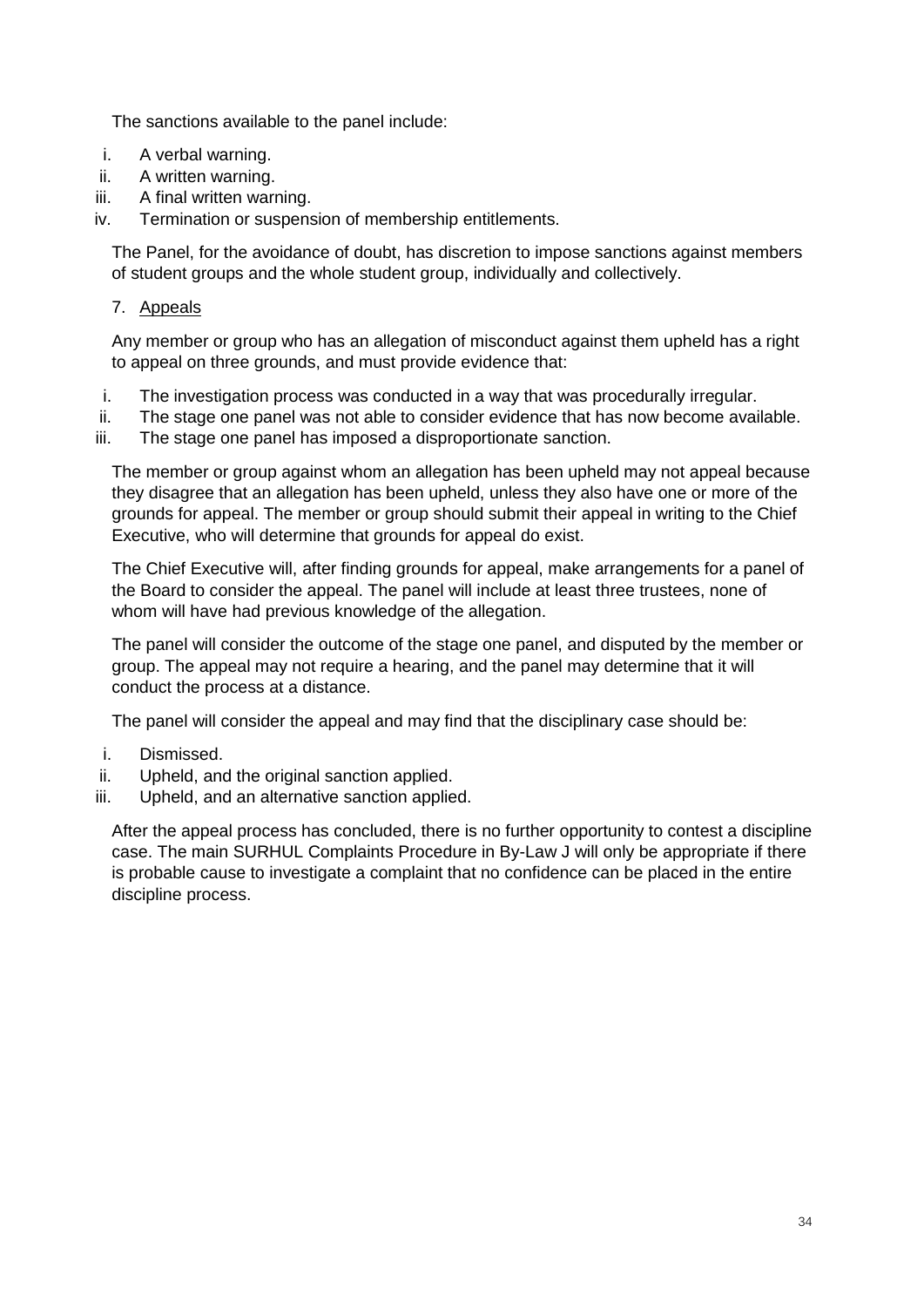The sanctions available to the panel include:

i. A verbal warning.
ii. A written warning.
iii. A final written warning.
iv. Termination or suspension of membership entitlements.

The Panel, for the avoidance of doubt, has discretion to impose sanctions against members of student groups and the whole student group, individually and collectively.

7. <u>Appeals</u>

Any member or group who has an allegation of misconduct against them upheld has a right to appeal on three grounds, and must provide evidence that:

i. The investigation process was conducted in a way that was procedurally irregular.
ii. The stage one panel was not able to consider evidence that has now become available.
iii. The stage one panel has imposed a disproportionate sanction.

The member or group against whom an allegation has been upheld may not appeal because they disagree that an allegation has been upheld, unless they also have one or more of the grounds for appeal. The member or group should submit their appeal in writing to the Chief Executive, who will determine that grounds for appeal do exist.

The Chief Executive will, after finding grounds for appeal, make arrangements for a panel of the Board to consider the appeal. The panel will include at least three trustees, none of whom will have had previous knowledge of the allegation.

The panel will consider the outcome of the stage one panel, and disputed by the member or group. The appeal may not require a hearing, and the panel may determine that it will conduct the process at a distance.

The panel will consider the appeal and may find that the disciplinary case should be:

i. Dismissed.
ii. Upheld, and the original sanction applied.
iii. Upheld, and an alternative sanction applied.

After the appeal process has concluded, there is no further opportunity to contest a discipline case. The main SURHUL Complaints Procedure in By-Law J will only be appropriate if there is probable cause to investigate a complaint that no confidence can be placed in the entire discipline process.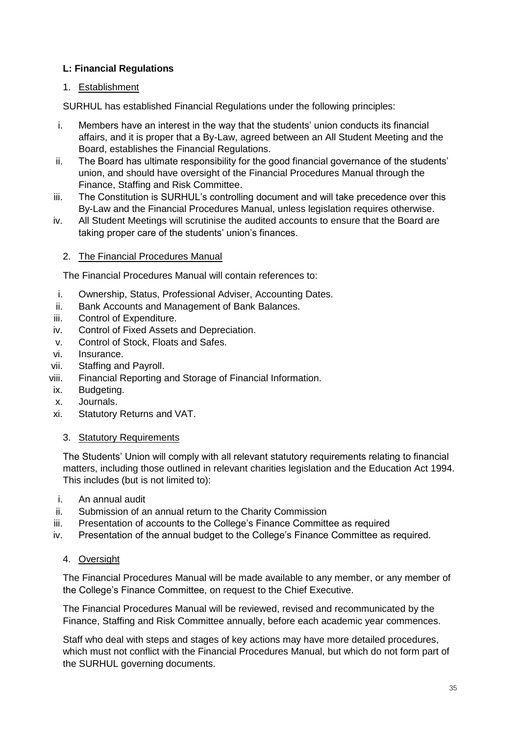## L: Financial Regulations

### 1. Establishment

SURHUL has established Financial Regulations under the following principles:

i. Members have an interest in the way that the students' union conducts its financial affairs, and it is proper that a By-Law, agreed between an All Student Meeting and the Board, establishes the Financial Regulations.
ii. The Board has ultimate responsibility for the good financial governance of the students' union, and should have oversight of the Financial Procedures Manual through the Finance, Staffing and Risk Committee.
iii. The Constitution is SURHUL's controlling document and will take precedence over this By-Law and the Financial Procedures Manual, unless legislation requires otherwise.
iv. All Student Meetings will scrutinise the audited accounts to ensure that the Board are taking proper care of the students' union's finances.

### 2. The Financial Procedures Manual

The Financial Procedures Manual will contain references to:

i. Ownership, Status, Professional Adviser, Accounting Dates.
ii. Bank Accounts and Management of Bank Balances.
iii. Control of Expenditure.
iv. Control of Fixed Assets and Depreciation.
v. Control of Stock, Floats and Safes.
vi. Insurance.
vii. Staffing and Payroll.
viii. Financial Reporting and Storage of Financial Information.
ix. Budgeting.
x. Journals.
xi. Statutory Returns and VAT.

### 3. Statutory Requirements

The Students' Union will comply with all relevant statutory requirements relating to financial matters, including those outlined in relevant charities legislation and the Education Act 1994. This includes (but is not limited to):

i. An annual audit
ii. Submission of an annual return to the Charity Commission
iii. Presentation of accounts to the College's Finance Committee as required
iv. Presentation of the annual budget to the College's Finance Committee as required.

### 4. Oversight

The Financial Procedures Manual will be made available to any member, or any member of the College's Finance Committee, on request to the Chief Executive.

The Financial Procedures Manual will be reviewed, revised and recommunicated by the Finance, Staffing and Risk Committee annually, before each academic year commences.

Staff who deal with steps and stages of key actions may have more detailed procedures, which must not conflict with the Financial Procedures Manual, but which do not form part of the SURHUL governing documents.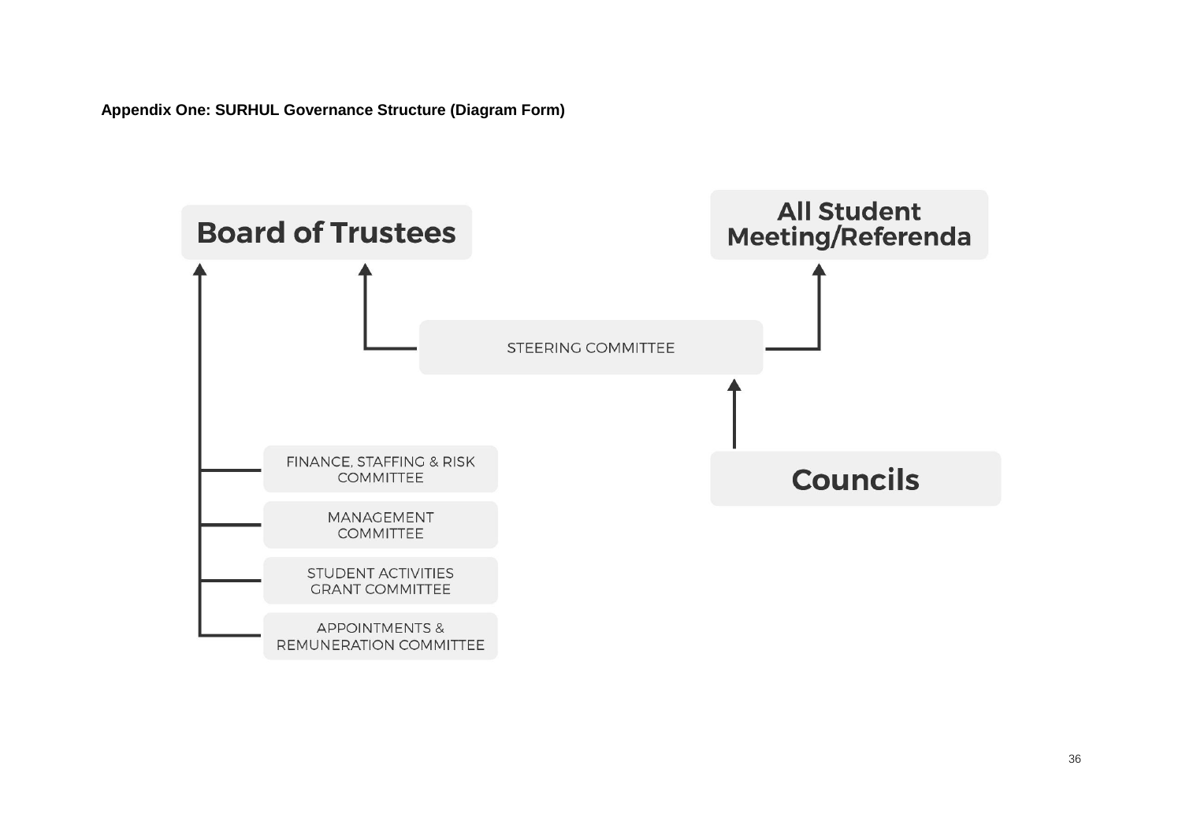**Appendix One: SURHUL Governance Structure (Diagram Form)**

Board of Trustees

All Student Meeting/Referenda

STEERING COMMITTEE

FINANCE, STAFFING & RISK COMMITTEE

MANAGEMENT COMMITTEE

STUDENT ACTIVITIES GRANT COMMITTEE

APPOINTMENTS & REMUNERATION COMMITTEE

Councils